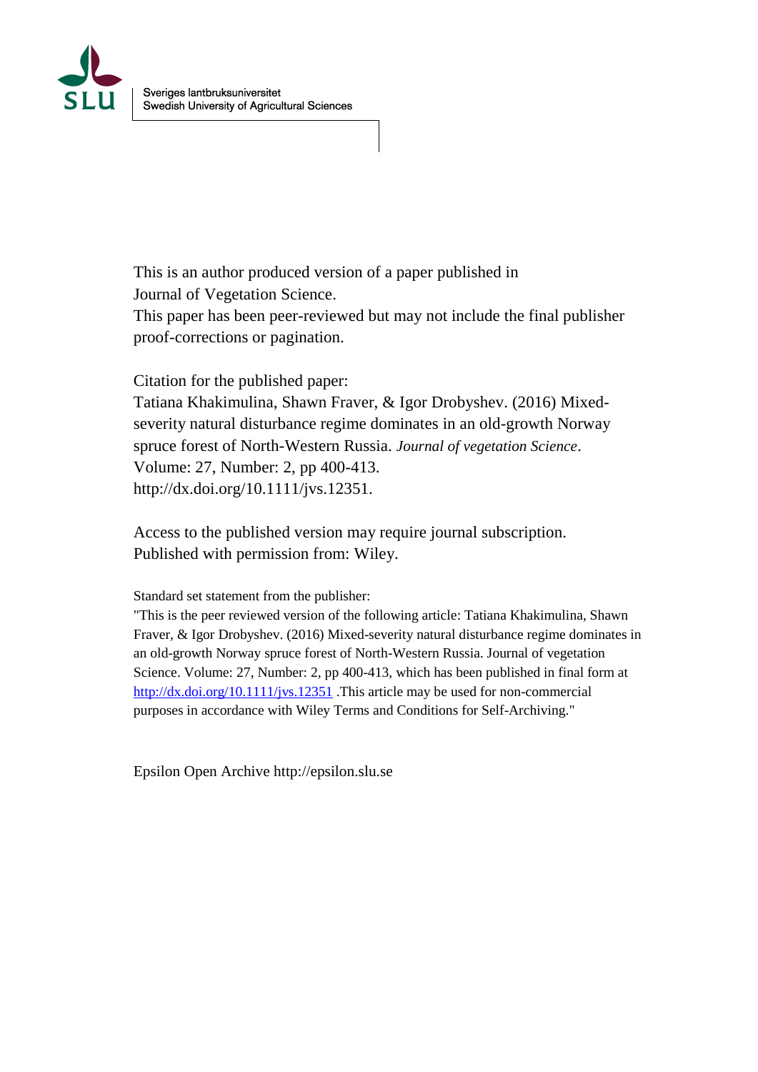Sveriges lantbruksuniversitet
Swedish University of Agricultural Sciences

This is an author produced version of a paper published in
Journal of Vegetation Science.
This paper has been peer-reviewed but may not include the final publisher proof-corrections or pagination.

Citation for the published paper:
Tatiana Khakimulina, Shawn Fraver, & Igor Drobyshev. (2016) Mixed-severity natural disturbance regime dominates in an old-growth Norway spruce forest of North-Western Russia. *Journal of vegetation Science*.
Volume: 27, Number: 2, pp 400-413.
http://dx.doi.org/10.1111/jvs.12351.

Access to the published version may require journal subscription.
Published with permission from: Wiley.

Standard set statement from the publisher:
"This is the peer reviewed version of the following article: Tatiana Khakimulina, Shawn Fraver, & Igor Drobyshev. (2016) Mixed-severity natural disturbance regime dominates in an old-growth Norway spruce forest of North-Western Russia. Journal of vegetation Science. Volume: 27, Number: 2, pp 400-413, which has been published in final form at http://dx.doi.org/10.1111/jvs.12351 .This article may be used for non-commercial purposes in accordance with Wiley Terms and Conditions for Self-Archiving."

Epsilon Open Archive http://epsilon.slu.se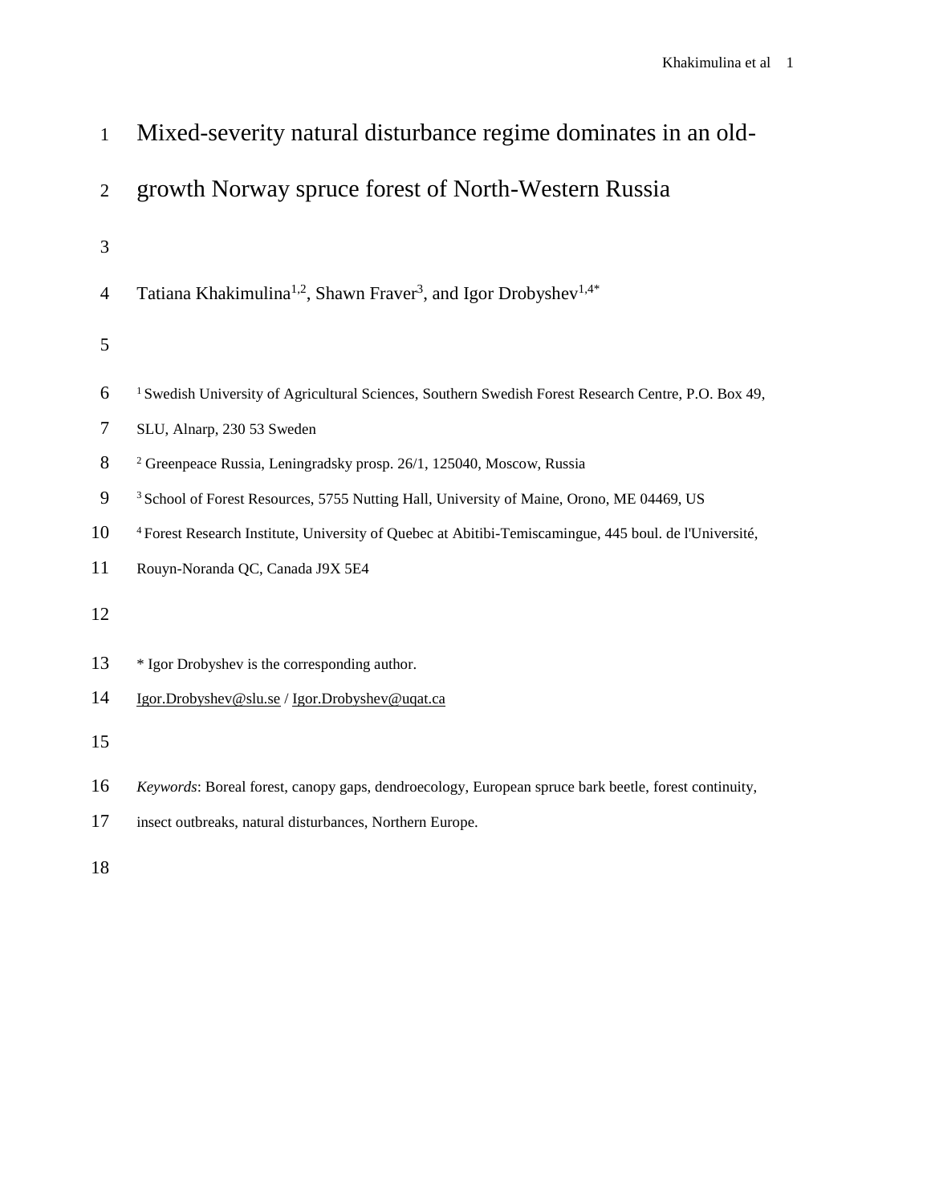# Mixed-severity natural disturbance regime dominates in an old-growth Norway spruce forest of North-Western Russia

Tatiana Khakimulina[1,2], Shawn Fraver[3], and Igor Drobyshev[1,4*]

[1] Swedish University of Agricultural Sciences, Southern Swedish Forest Research Centre, P.O. Box 49, SLU, Alnarp, 230 53 Sweden

[2] Greenpeace Russia, Leningradsky prosp. 26/1, 125040, Moscow, Russia

[3] School of Forest Resources, 5755 Nutting Hall, University of Maine, Orono, ME 04469, US

[4] Forest Research Institute, University of Quebec at Abitibi-Temiscamingue, 445 boul. de l'Université, Rouyn-Noranda QC, Canada J9X 5E4

* Igor Drobyshev is the corresponding author.

Igor.Drobyshev@slu.se / Igor.Drobyshev@uqat.ca

*Keywords*: Boreal forest, canopy gaps, dendroecology, European spruce bark beetle, forest continuity, insect outbreaks, natural disturbances, Northern Europe.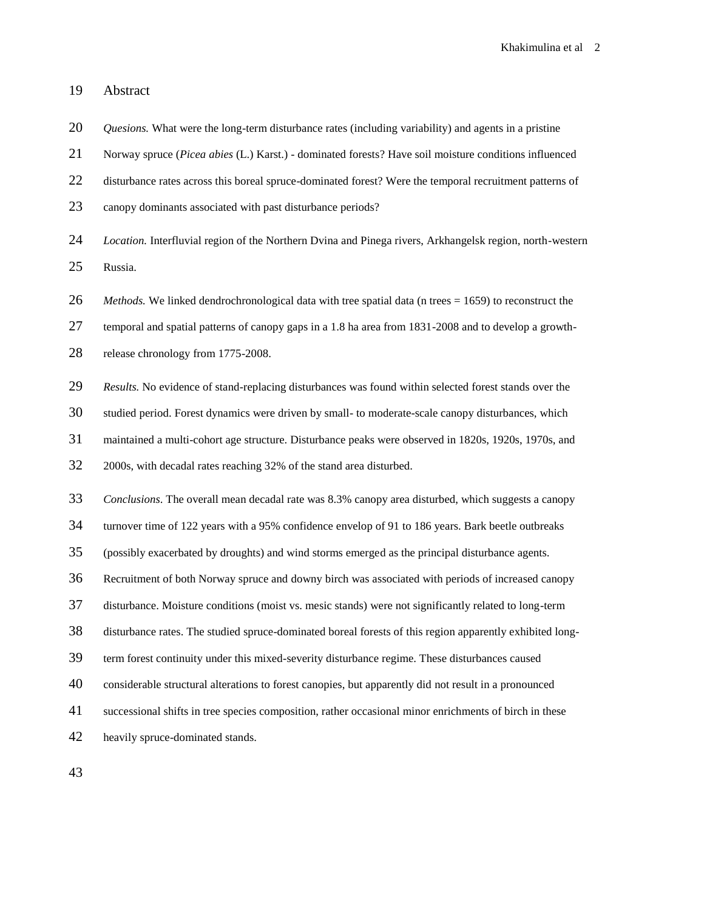## Abstract

*Quesions.* What were the long-term disturbance rates (including variability) and agents in a pristine Norway spruce (*Picea abies* (L.) Karst.) - dominated forests? Have soil moisture conditions influenced disturbance rates across this boreal spruce-dominated forest? Were the temporal recruitment patterns of canopy dominants associated with past disturbance periods?

*Location.* Interfluvial region of the Northern Dvina and Pinega rivers, Arkhangelsk region, north-western Russia.

*Methods.* We linked dendrochronological data with tree spatial data (n trees = 1659) to reconstruct the temporal and spatial patterns of canopy gaps in a 1.8 ha area from 1831-2008 and to develop a growth-release chronology from 1775-2008.

*Results.* No evidence of stand-replacing disturbances was found within selected forest stands over the studied period. Forest dynamics were driven by small- to moderate-scale canopy disturbances, which maintained a multi-cohort age structure. Disturbance peaks were observed in 1820s, 1920s, 1970s, and 2000s, with decadal rates reaching 32% of the stand area disturbed.

*Conclusions.* The overall mean decadal rate was 8.3% canopy area disturbed, which suggests a canopy turnover time of 122 years with a 95% confidence envelop of 91 to 186 years. Bark beetle outbreaks (possibly exacerbated by droughts) and wind storms emerged as the principal disturbance agents. Recruitment of both Norway spruce and downy birch was associated with periods of increased canopy disturbance. Moisture conditions (moist vs. mesic stands) were not significantly related to long-term disturbance rates. The studied spruce-dominated boreal forests of this region apparently exhibited long-term forest continuity under this mixed-severity disturbance regime. These disturbances caused considerable structural alterations to forest canopies, but apparently did not result in a pronounced successional shifts in tree species composition, rather occasional minor enrichments of birch in these heavily spruce-dominated stands.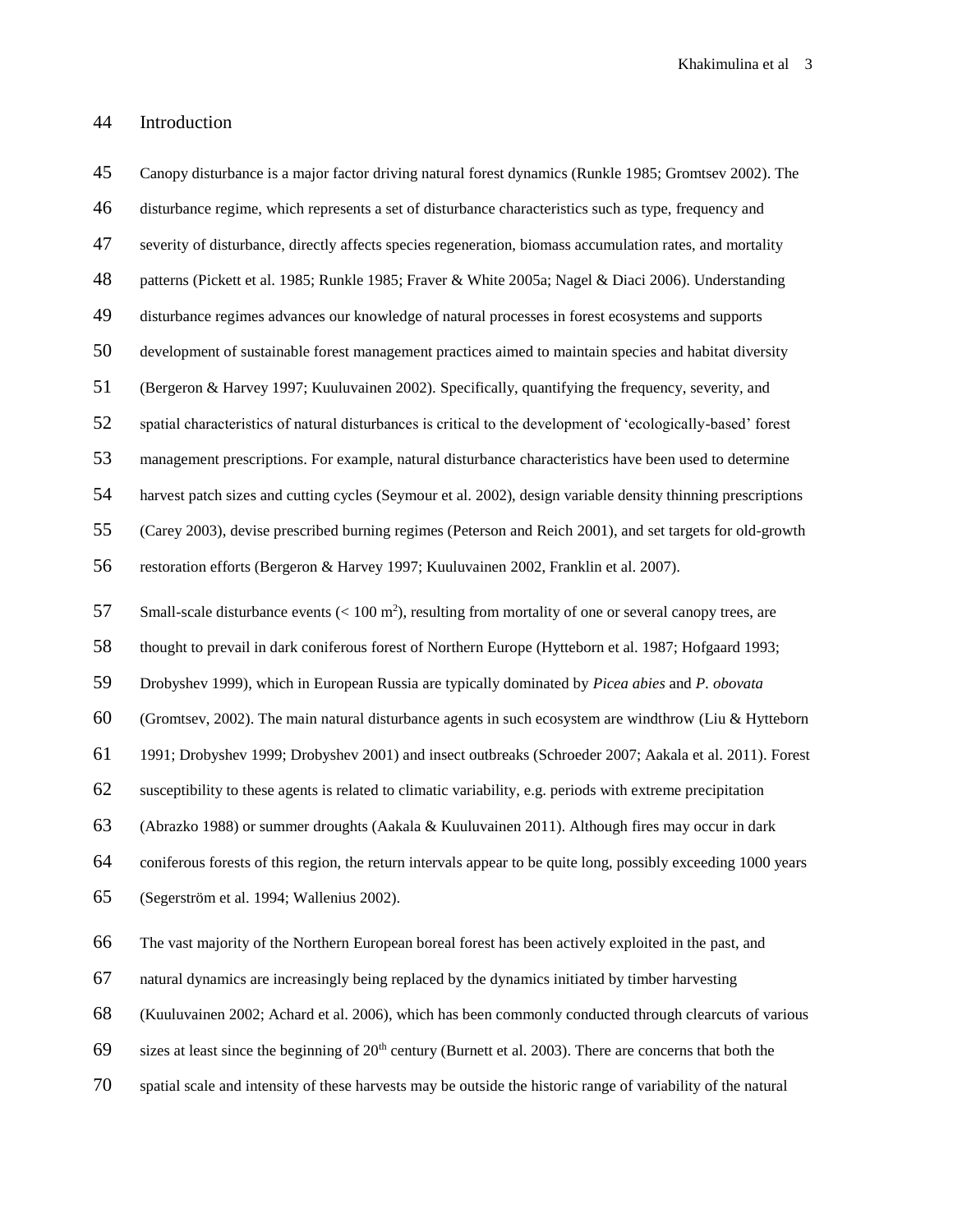## Introduction

Canopy disturbance is a major factor driving natural forest dynamics (Runkle 1985; Gromtsev 2002). The disturbance regime, which represents a set of disturbance characteristics such as type, frequency and severity of disturbance, directly affects species regeneration, biomass accumulation rates, and mortality patterns (Pickett et al. 1985; Runkle 1985; Fraver & White 2005a; Nagel & Diaci 2006). Understanding disturbance regimes advances our knowledge of natural processes in forest ecosystems and supports development of sustainable forest management practices aimed to maintain species and habitat diversity (Bergeron & Harvey 1997; Kuuluvainen 2002). Specifically, quantifying the frequency, severity, and spatial characteristics of natural disturbances is critical to the development of 'ecologically-based' forest management prescriptions. For example, natural disturbance characteristics have been used to determine harvest patch sizes and cutting cycles (Seymour et al. 2002), design variable density thinning prescriptions (Carey 2003), devise prescribed burning regimes (Peterson and Reich 2001), and set targets for old-growth restoration efforts (Bergeron & Harvey 1997; Kuuluvainen 2002, Franklin et al. 2007).

Small-scale disturbance events (< 100 $m^2$), resulting from mortality of one or several canopy trees, are thought to prevail in dark coniferous forest of Northern Europe (Hytteborn et al. 1987; Hofgaard 1993; Drobyshev 1999), which in European Russia are typically dominated by *Picea abies* and *P. obovata* (Gromtsev, 2002). The main natural disturbance agents in such ecosystem are windthrow (Liu & Hytteborn 1991; Drobyshev 1999; Drobyshev 2001) and insect outbreaks (Schroeder 2007; Aakala et al. 2011). Forest susceptibility to these agents is related to climatic variability, e.g. periods with extreme precipitation (Abrazko 1988) or summer droughts (Aakala & Kuuluvainen 2011). Although fires may occur in dark coniferous forests of this region, the return intervals appear to be quite long, possibly exceeding 1000 years (Segerström et al. 1994; Wallenius 2002).

The vast majority of the Northern European boreal forest has been actively exploited in the past, and natural dynamics are increasingly being replaced by the dynamics initiated by timber harvesting (Kuuluvainen 2002; Achard et al. 2006), which has been commonly conducted through clearcuts of various sizes at least since the beginning of 20th century (Burnett et al. 2003). There are concerns that both the spatial scale and intensity of these harvests may be outside the historic range of variability of the natural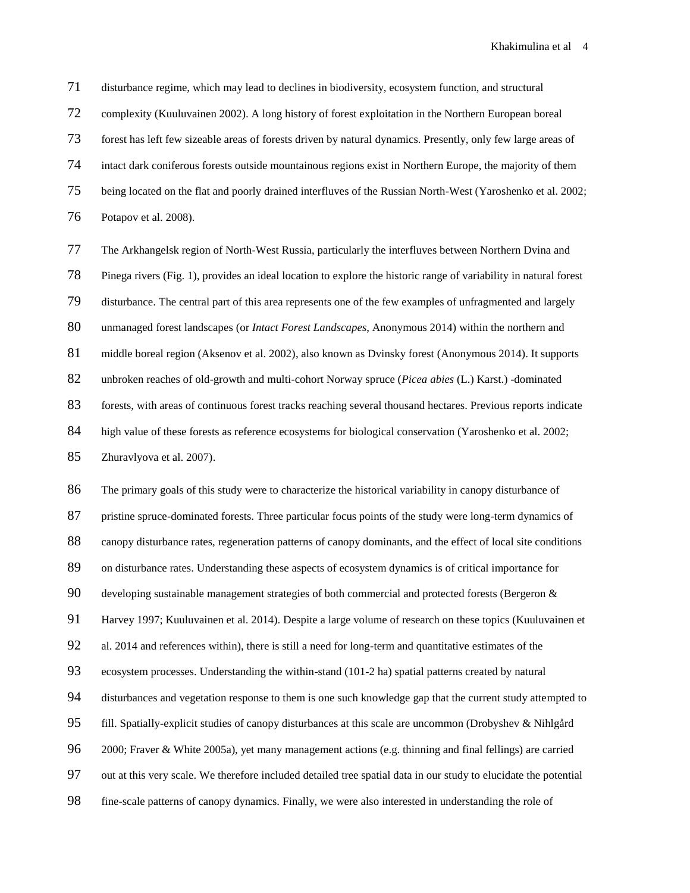disturbance regime, which may lead to declines in biodiversity, ecosystem function, and structural complexity (Kuuluvainen 2002). A long history of forest exploitation in the Northern European boreal forest has left few sizeable areas of forests driven by natural dynamics. Presently, only few large areas of intact dark coniferous forests outside mountainous regions exist in Northern Europe, the majority of them being located on the flat and poorly drained interfluves of the Russian North-West (Yaroshenko et al. 2002; Potapov et al. 2008).

The Arkhangelsk region of North-West Russia, particularly the interfluves between Northern Dvina and Pinega rivers (Fig. 1), provides an ideal location to explore the historic range of variability in natural forest disturbance. The central part of this area represents one of the few examples of unfragmented and largely unmanaged forest landscapes (or *Intact Forest Landscapes*, Anonymous 2014) within the northern and middle boreal region (Aksenov et al. 2002), also known as Dvinsky forest (Anonymous 2014). It supports unbroken reaches of old-growth and multi-cohort Norway spruce (*Picea abies* (L.) Karst.) -dominated forests, with areas of continuous forest tracks reaching several thousand hectares. Previous reports indicate high value of these forests as reference ecosystems for biological conservation (Yaroshenko et al. 2002; Zhuravlyova et al. 2007).

The primary goals of this study were to characterize the historical variability in canopy disturbance of pristine spruce-dominated forests. Three particular focus points of the study were long-term dynamics of canopy disturbance rates, regeneration patterns of canopy dominants, and the effect of local site conditions on disturbance rates. Understanding these aspects of ecosystem dynamics is of critical importance for developing sustainable management strategies of both commercial and protected forests (Bergeron & Harvey 1997; Kuuluvainen et al. 2014). Despite a large volume of research on these topics (Kuuluvainen et al. 2014 and references within), there is still a need for long-term and quantitative estimates of the ecosystem processes. Understanding the within-stand (101-2 ha) spatial patterns created by natural disturbances and vegetation response to them is one such knowledge gap that the current study attempted to fill. Spatially-explicit studies of canopy disturbances at this scale are uncommon (Drobyshev & Nihlgård 2000; Fraver & White 2005a), yet many management actions (e.g. thinning and final fellings) are carried out at this very scale. We therefore included detailed tree spatial data in our study to elucidate the potential fine-scale patterns of canopy dynamics. Finally, we were also interested in understanding the role of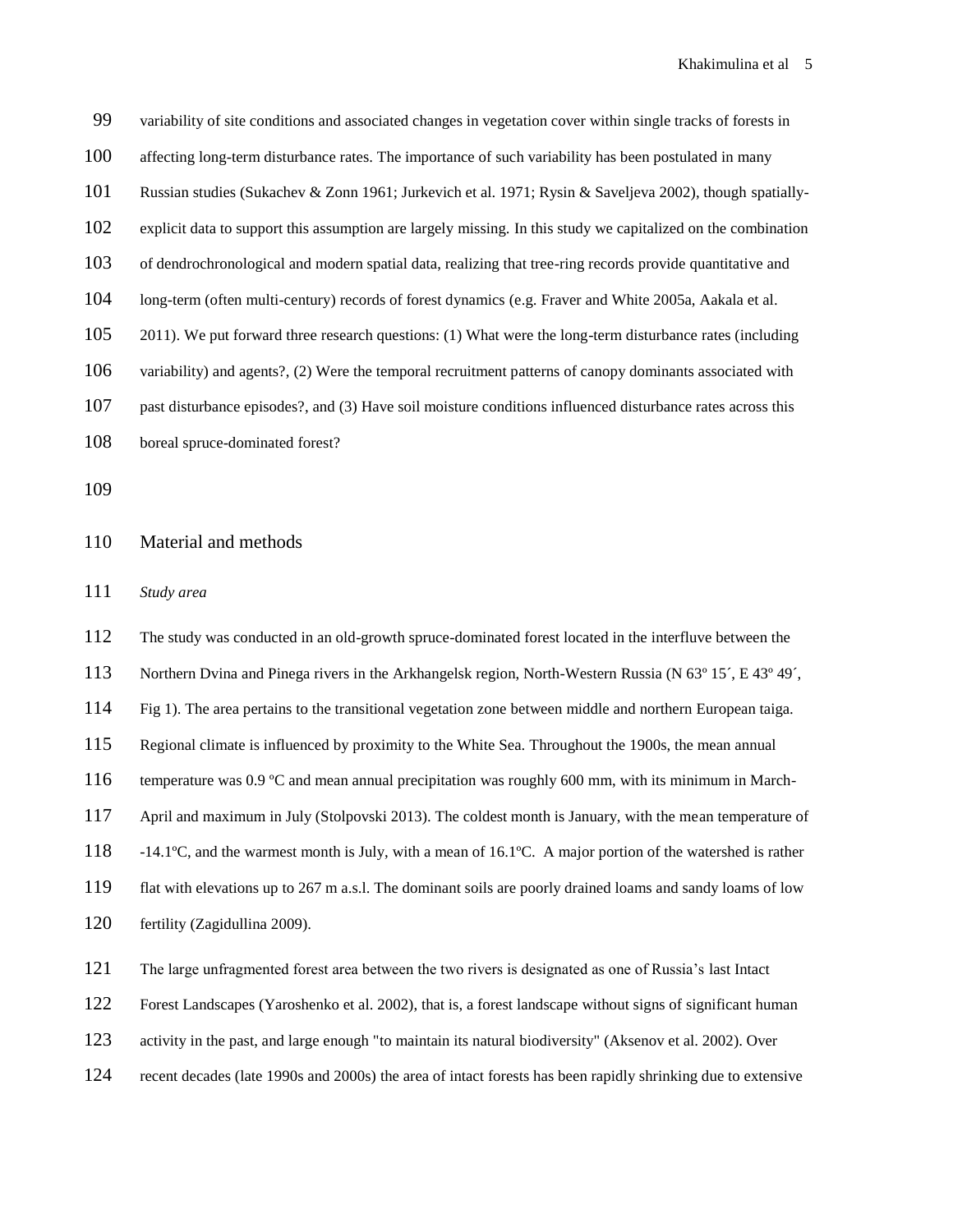variability of site conditions and associated changes in vegetation cover within single tracks of forests in affecting long-term disturbance rates. The importance of such variability has been postulated in many Russian studies (Sukachev & Zonn 1961; Jurkevich et al. 1971; Rysin & Saveljeva 2002), though spatially-explicit data to support this assumption are largely missing. In this study we capitalized on the combination of dendrochronological and modern spatial data, realizing that tree-ring records provide quantitative and long-term (often multi-century) records of forest dynamics (e.g. Fraver and White 2005a, Aakala et al. 2011). We put forward three research questions: (1) What were the long-term disturbance rates (including variability) and agents?, (2) Were the temporal recruitment patterns of canopy dominants associated with past disturbance episodes?, and (3) Have soil moisture conditions influenced disturbance rates across this boreal spruce-dominated forest?

## Material and methods

### *Study area*

The study was conducted in an old-growth spruce-dominated forest located in the interfluve between the Northern Dvina and Pinega rivers in the Arkhangelsk region, North-Western Russia (N 63º 15´, E 43º 49´, Fig 1). The area pertains to the transitional vegetation zone between middle and northern European taiga. Regional climate is influenced by proximity to the White Sea. Throughout the 1900s, the mean annual temperature was 0.9 ºC and mean annual precipitation was roughly 600 mm, with its minimum in March-April and maximum in July (Stolpovski 2013). The coldest month is January, with the mean temperature of -14.1ºC, and the warmest month is July, with a mean of 16.1ºC. A major portion of the watershed is rather flat with elevations up to 267 m a.s.l. The dominant soils are poorly drained loams and sandy loams of low fertility (Zagidullina 2009).

The large unfragmented forest area between the two rivers is designated as one of Russia's last Intact Forest Landscapes (Yaroshenko et al. 2002), that is, a forest landscape without signs of significant human activity in the past, and large enough "to maintain its natural biodiversity" (Aksenov et al. 2002). Over recent decades (late 1990s and 2000s) the area of intact forests has been rapidly shrinking due to extensive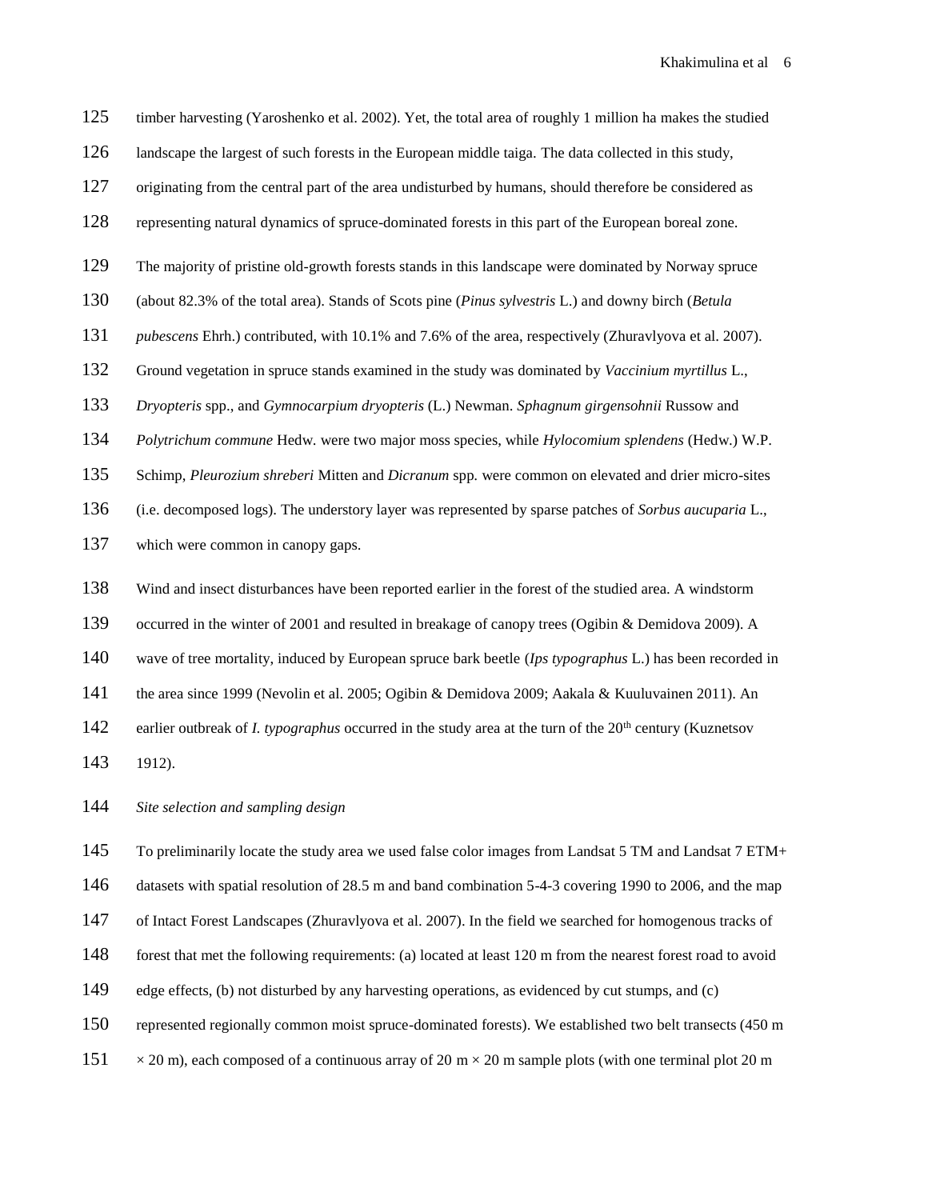timber harvesting (Yaroshenko et al. 2002). Yet, the total area of roughly 1 million ha makes the studied landscape the largest of such forests in the European middle taiga. The data collected in this study, originating from the central part of the area undisturbed by humans, should therefore be considered as representing natural dynamics of spruce-dominated forests in this part of the European boreal zone.

The majority of pristine old-growth forests stands in this landscape were dominated by Norway spruce (about 82.3% of the total area). Stands of Scots pine (*Pinus sylvestris* L.) and downy birch (*Betula pubescens* Ehrh.) contributed, with 10.1% and 7.6% of the area, respectively (Zhuravlyova et al. 2007). Ground vegetation in spruce stands examined in the study was dominated by *Vaccinium myrtillus* L., *Dryopteris* spp., and *Gymnocarpium dryopteris* (L.) Newman. *Sphagnum girgensohnii* Russow and *Polytrichum commune* Hedw. were two major moss species, while *Hylocomium splendens* (Hedw.) W.P. Schimp, *Pleurozium shreberi* Mitten and *Dicranum* spp. were common on elevated and drier micro-sites (i.e. decomposed logs). The understory layer was represented by sparse patches of *Sorbus aucuparia* L., which were common in canopy gaps.

Wind and insect disturbances have been reported earlier in the forest of the studied area. A windstorm occurred in the winter of 2001 and resulted in breakage of canopy trees (Ogibin & Demidova 2009). A wave of tree mortality, induced by European spruce bark beetle (*Ips typographus* L.) has been recorded in the area since 1999 (Nevolin et al. 2005; Ogibin & Demidova 2009; Aakala & Kuuluvainen 2011). An earlier outbreak of *I. typographus* occurred in the study area at the turn of the 20th century (Kuznetsov 1912).

*Site selection and sampling design*

To preliminarily locate the study area we used false color images from Landsat 5 TM and Landsat 7 ETM+ datasets with spatial resolution of 28.5 m and band combination 5-4-3 covering 1990 to 2006, and the map of Intact Forest Landscapes (Zhuravlyova et al. 2007). In the field we searched for homogenous tracks of forest that met the following requirements: (a) located at least 120 m from the nearest forest road to avoid edge effects, (b) not disturbed by any harvesting operations, as evidenced by cut stumps, and (c) represented regionally common moist spruce-dominated forests). We established two belt transects (450 m × 20 m), each composed of a continuous array of 20 m × 20 m sample plots (with one terminal plot 20 m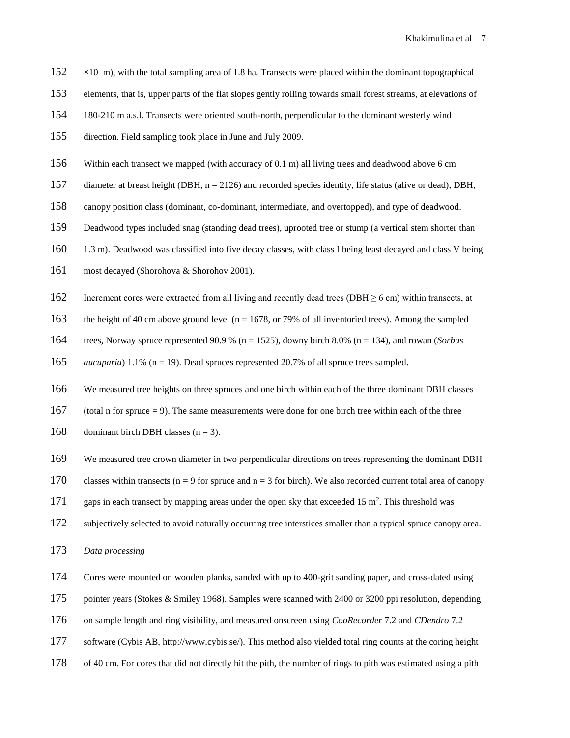×10 m), with the total sampling area of 1.8 ha. Transects were placed within the dominant topographical elements, that is, upper parts of the flat slopes gently rolling towards small forest streams, at elevations of 180-210 m a.s.l. Transects were oriented south-north, perpendicular to the dominant westerly wind direction. Field sampling took place in June and July 2009.

Within each transect we mapped (with accuracy of 0.1 m) all living trees and deadwood above 6 cm diameter at breast height (DBH, n = 2126) and recorded species identity, life status (alive or dead), DBH, canopy position class (dominant, co-dominant, intermediate, and overtopped), and type of deadwood. Deadwood types included snag (standing dead trees), uprooted tree or stump (a vertical stem shorter than 1.3 m). Deadwood was classified into five decay classes, with class I being least decayed and class V being most decayed (Shorohova & Shorohov 2001).

Increment cores were extracted from all living and recently dead trees (DBH ≥ 6 cm) within transects, at the height of 40 cm above ground level (n = 1678, or 79% of all inventoried trees). Among the sampled trees, Norway spruce represented 90.9 % (n = 1525), downy birch 8.0% (n = 134), and rowan (*Sorbus aucuparia*) 1.1% (n = 19). Dead spruces represented 20.7% of all spruce trees sampled.

We measured tree heights on three spruces and one birch within each of the three dominant DBH classes (total n for spruce = 9). The same measurements were done for one birch tree within each of the three dominant birch DBH classes (n = 3).

We measured tree crown diameter in two perpendicular directions on trees representing the dominant DBH classes within transects (n = 9 for spruce and n = 3 for birch). We also recorded current total area of canopy gaps in each transect by mapping areas under the open sky that exceeded 15 $m^2$. This threshold was subjectively selected to avoid naturally occurring tree interstices smaller than a typical spruce canopy area.

*Data processing*

Cores were mounted on wooden planks, sanded with up to 400-grit sanding paper, and cross-dated using pointer years (Stokes & Smiley 1968). Samples were scanned with 2400 or 3200 ppi resolution, depending on sample length and ring visibility, and measured onscreen using *CooRecorder* 7.2 and *CDendro* 7.2 software (Cybis AB, http://www.cybis.se/). This method also yielded total ring counts at the coring height of 40 cm. For cores that did not directly hit the pith, the number of rings to pith was estimated using a pith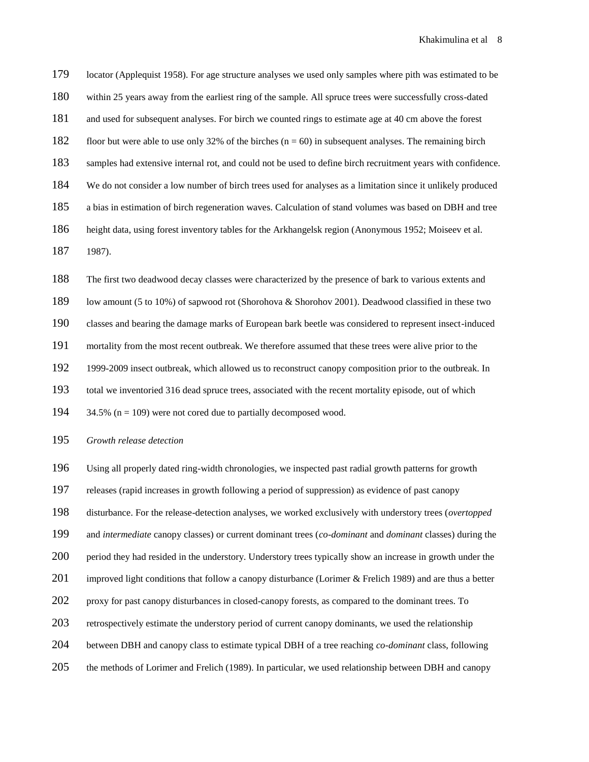locator (Applequist 1958). For age structure analyses we used only samples where pith was estimated to be within 25 years away from the earliest ring of the sample. All spruce trees were successfully cross-dated and used for subsequent analyses. For birch we counted rings to estimate age at 40 cm above the forest floor but were able to use only 32% of the birches (n = 60) in subsequent analyses. The remaining birch samples had extensive internal rot, and could not be used to define birch recruitment years with confidence. We do not consider a low number of birch trees used for analyses as a limitation since it unlikely produced a bias in estimation of birch regeneration waves. Calculation of stand volumes was based on DBH and tree height data, using forest inventory tables for the Arkhangelsk region (Anonymous 1952; Moiseev et al. 1987).

The first two deadwood decay classes were characterized by the presence of bark to various extents and low amount (5 to 10%) of sapwood rot (Shorohova & Shorohov 2001). Deadwood classified in these two classes and bearing the damage marks of European bark beetle was considered to represent insect-induced mortality from the most recent outbreak. We therefore assumed that these trees were alive prior to the 1999-2009 insect outbreak, which allowed us to reconstruct canopy composition prior to the outbreak. In total we inventoried 316 dead spruce trees, associated with the recent mortality episode, out of which 34.5% (n = 109) were not cored due to partially decomposed wood.

*Growth release detection*

Using all properly dated ring-width chronologies, we inspected past radial growth patterns for growth releases (rapid increases in growth following a period of suppression) as evidence of past canopy disturbance. For the release-detection analyses, we worked exclusively with understory trees (*overtopped* and *intermediate* canopy classes) or current dominant trees (*co-dominant* and *dominant* classes) during the period they had resided in the understory. Understory trees typically show an increase in growth under the improved light conditions that follow a canopy disturbance (Lorimer & Frelich 1989) and are thus a better proxy for past canopy disturbances in closed-canopy forests, as compared to the dominant trees. To retrospectively estimate the understory period of current canopy dominants, we used the relationship between DBH and canopy class to estimate typical DBH of a tree reaching *co-dominant* class, following the methods of Lorimer and Frelich (1989). In particular, we used relationship between DBH and canopy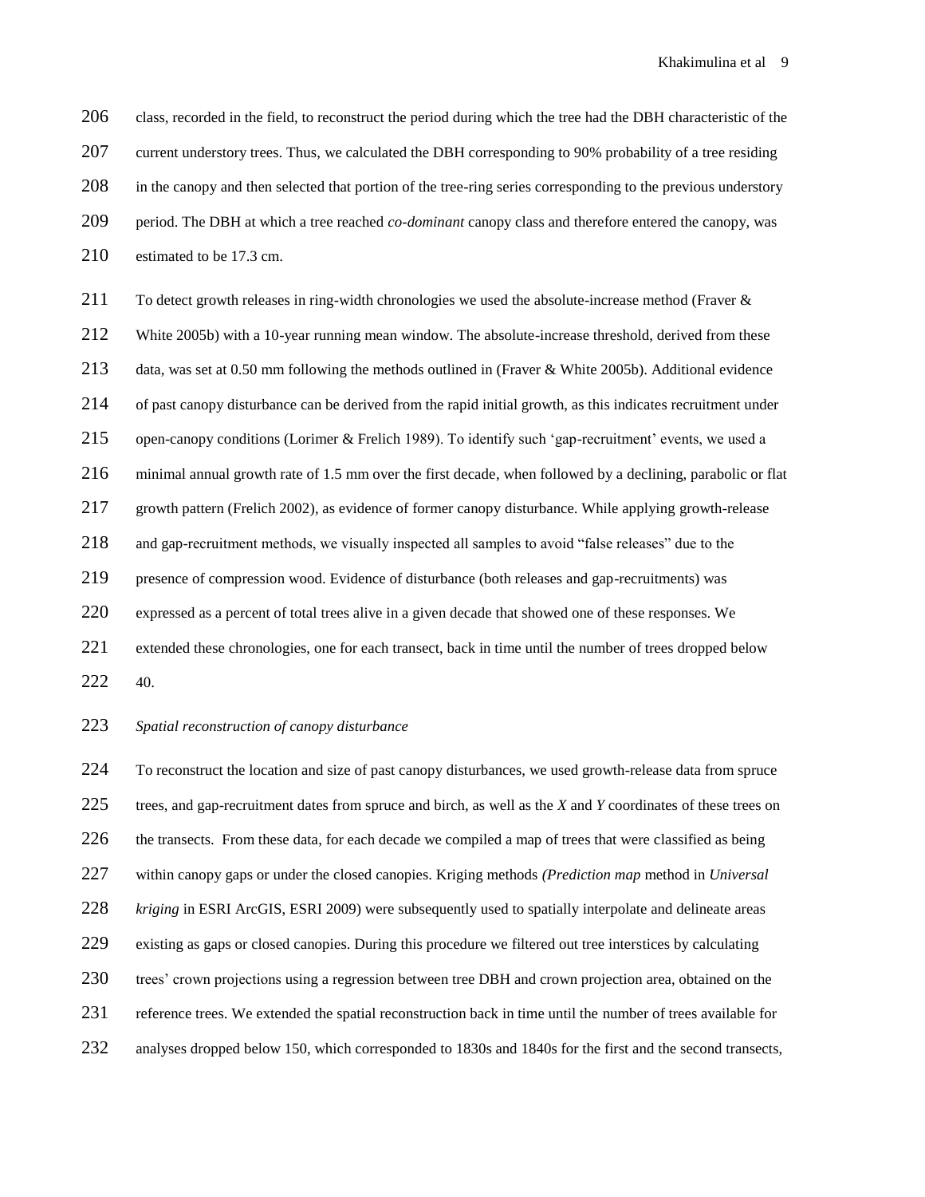class, recorded in the field, to reconstruct the period during which the tree had the DBH characteristic of the current understory trees. Thus, we calculated the DBH corresponding to 90% probability of a tree residing in the canopy and then selected that portion of the tree-ring series corresponding to the previous understory period. The DBH at which a tree reached *co-dominant* canopy class and therefore entered the canopy, was estimated to be 17.3 cm.

To detect growth releases in ring-width chronologies we used the absolute-increase method (Fraver & White 2005b) with a 10-year running mean window. The absolute-increase threshold, derived from these data, was set at 0.50 mm following the methods outlined in (Fraver & White 2005b). Additional evidence of past canopy disturbance can be derived from the rapid initial growth, as this indicates recruitment under open-canopy conditions (Lorimer & Frelich 1989). To identify such 'gap-recruitment' events, we used a minimal annual growth rate of 1.5 mm over the first decade, when followed by a declining, parabolic or flat growth pattern (Frelich 2002), as evidence of former canopy disturbance. While applying growth-release and gap-recruitment methods, we visually inspected all samples to avoid "false releases" due to the presence of compression wood. Evidence of disturbance (both releases and gap-recruitments) was expressed as a percent of total trees alive in a given decade that showed one of these responses. We extended these chronologies, one for each transect, back in time until the number of trees dropped below 40.

*Spatial reconstruction of canopy disturbance*

To reconstruct the location and size of past canopy disturbances, we used growth-release data from spruce trees, and gap-recruitment dates from spruce and birch, as well as the *X* and *Y* coordinates of these trees on the transects. From these data, for each decade we compiled a map of trees that were classified as being within canopy gaps or under the closed canopies. Kriging methods *(Prediction map* method in *Universal kriging* in ESRI ArcGIS, ESRI 2009) were subsequently used to spatially interpolate and delineate areas existing as gaps or closed canopies. During this procedure we filtered out tree interstices by calculating trees' crown projections using a regression between tree DBH and crown projection area, obtained on the reference trees. We extended the spatial reconstruction back in time until the number of trees available for analyses dropped below 150, which corresponded to 1830s and 1840s for the first and the second transects,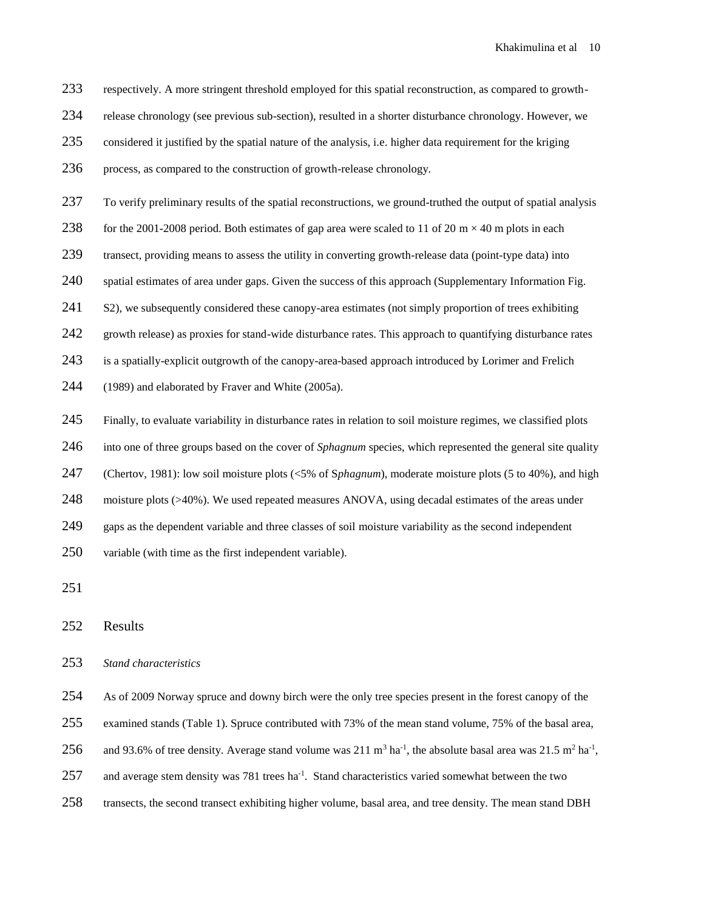respectively. A more stringent threshold employed for this spatial reconstruction, as compared to growth-release chronology (see previous sub-section), resulted in a shorter disturbance chronology. However, we considered it justified by the spatial nature of the analysis, i.e. higher data requirement for the kriging process, as compared to the construction of growth-release chronology.

To verify preliminary results of the spatial reconstructions, we ground-truthed the output of spatial analysis for the 2001-2008 period. Both estimates of gap area were scaled to 11 of 20 m × 40 m plots in each transect, providing means to assess the utility in converting growth-release data (point-type data) into spatial estimates of area under gaps. Given the success of this approach (Supplementary Information Fig. S2), we subsequently considered these canopy-area estimates (not simply proportion of trees exhibiting growth release) as proxies for stand-wide disturbance rates. This approach to quantifying disturbance rates is a spatially-explicit outgrowth of the canopy-area-based approach introduced by Lorimer and Frelich (1989) and elaborated by Fraver and White (2005a).

Finally, to evaluate variability in disturbance rates in relation to soil moisture regimes, we classified plots into one of three groups based on the cover of *Sphagnum* species, which represented the general site quality (Chertov, 1981): low soil moisture plots (<5% of S*phagnum*), moderate moisture plots (5 to 40%), and high moisture plots (>40%). We used repeated measures ANOVA, using decadal estimates of the areas under gaps as the dependent variable and three classes of soil moisture variability as the second independent variable (with time as the first independent variable).

## Results

### *Stand characteristics*

As of 2009 Norway spruce and downy birch were the only tree species present in the forest canopy of the examined stands (Table 1). Spruce contributed with 73% of the mean stand volume, 75% of the basal area, and 93.6% of tree density. Average stand volume was 211 $m^3$ $ha^{-1}$, the absolute basal area was 21.5 $m^2$ $ha^{-1}$, and average stem density was 781 trees $ha^{-1}$. Stand characteristics varied somewhat between the two transects, the second transect exhibiting higher volume, basal area, and tree density. The mean stand DBH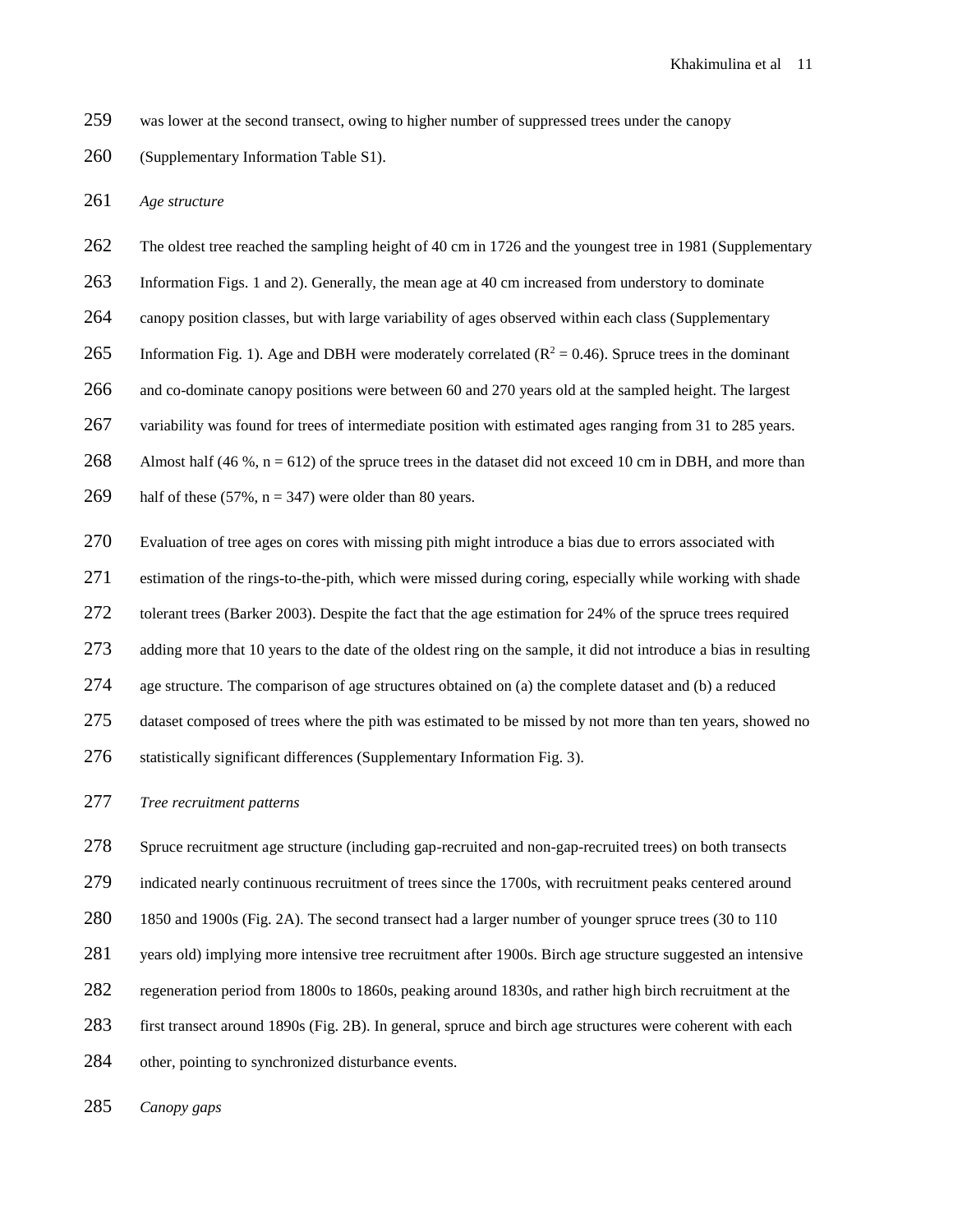was lower at the second transect, owing to higher number of suppressed trees under the canopy (Supplementary Information Table S1).

### *Age structure*

The oldest tree reached the sampling height of 40 cm in 1726 and the youngest tree in 1981 (Supplementary Information Figs. 1 and 2). Generally, the mean age at 40 cm increased from understory to dominate canopy position classes, but with large variability of ages observed within each class (Supplementary Information Fig. 1). Age and DBH were moderately correlated ($R^2 = 0.46$). Spruce trees in the dominant and co-dominate canopy positions were between 60 and 270 years old at the sampled height. The largest variability was found for trees of intermediate position with estimated ages ranging from 31 to 285 years. Almost half (46 %, n = 612) of the spruce trees in the dataset did not exceed 10 cm in DBH, and more than half of these (57%, n = 347) were older than 80 years.

Evaluation of tree ages on cores with missing pith might introduce a bias due to errors associated with estimation of the rings-to-the-pith, which were missed during coring, especially while working with shade tolerant trees (Barker 2003). Despite the fact that the age estimation for 24% of the spruce trees required adding more that 10 years to the date of the oldest ring on the sample, it did not introduce a bias in resulting age structure. The comparison of age structures obtained on (a) the complete dataset and (b) a reduced dataset composed of trees where the pith was estimated to be missed by not more than ten years, showed no statistically significant differences (Supplementary Information Fig. 3).

### *Tree recruitment patterns*

Spruce recruitment age structure (including gap-recruited and non-gap-recruited trees) on both transects indicated nearly continuous recruitment of trees since the 1700s, with recruitment peaks centered around 1850 and 1900s (Fig. 2A). The second transect had a larger number of younger spruce trees (30 to 110 years old) implying more intensive tree recruitment after 1900s. Birch age structure suggested an intensive regeneration period from 1800s to 1860s, peaking around 1830s, and rather high birch recruitment at the first transect around 1890s (Fig. 2B). In general, spruce and birch age structures were coherent with each other, pointing to synchronized disturbance events.

### *Canopy gaps*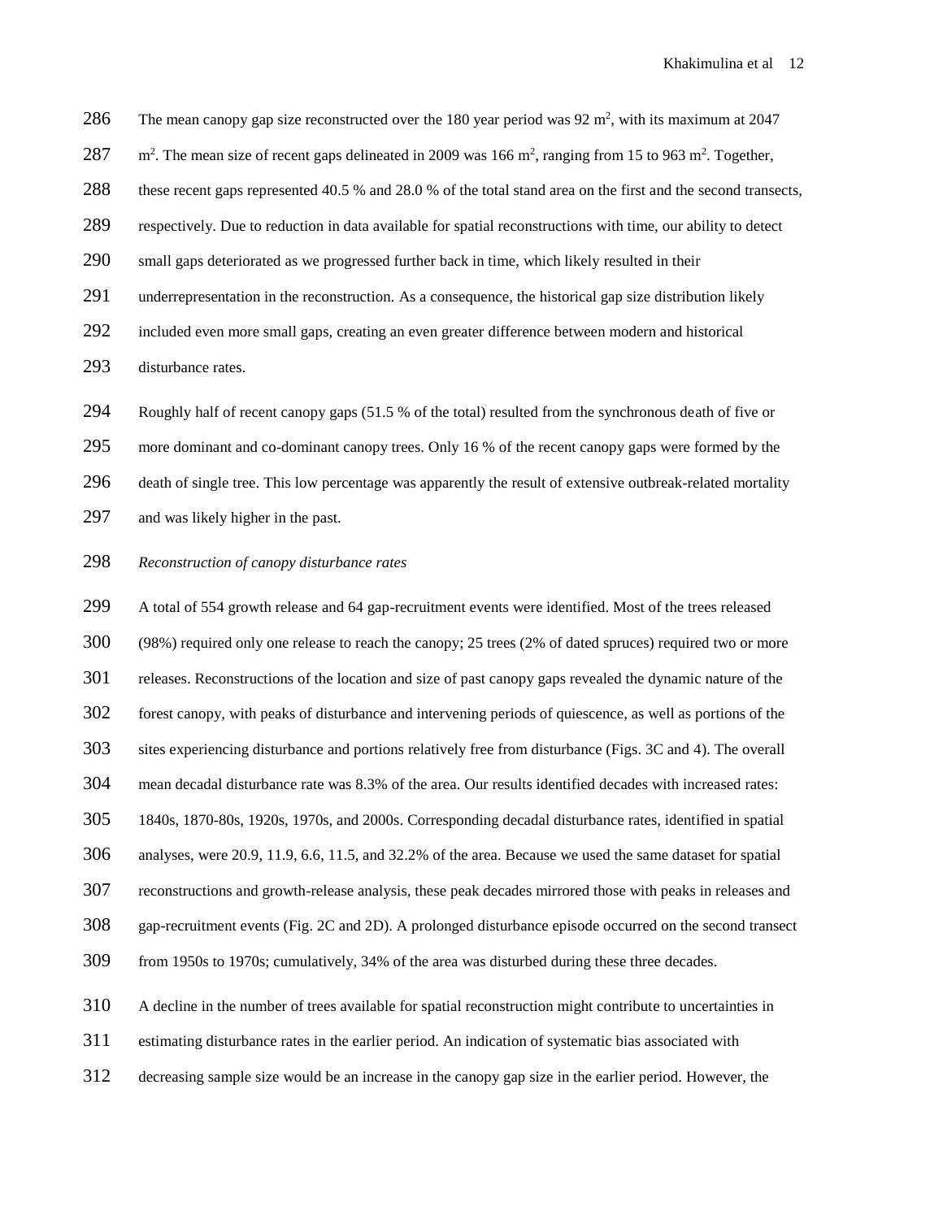The mean canopy gap size reconstructed over the 180 year period was 92 $m^2$, with its maximum at 2047 $m^2$. The mean size of recent gaps delineated in 2009 was 166 $m^2$, ranging from 15 to 963 $m^2$. Together, these recent gaps represented 40.5 % and 28.0 % of the total stand area on the first and the second transects, respectively. Due to reduction in data available for spatial reconstructions with time, our ability to detect small gaps deteriorated as we progressed further back in time, which likely resulted in their underrepresentation in the reconstruction. As a consequence, the historical gap size distribution likely included even more small gaps, creating an even greater difference between modern and historical disturbance rates.

Roughly half of recent canopy gaps (51.5 % of the total) resulted from the synchronous death of five or more dominant and co-dominant canopy trees. Only 16 % of the recent canopy gaps were formed by the death of single tree. This low percentage was apparently the result of extensive outbreak-related mortality and was likely higher in the past.

*Reconstruction of canopy disturbance rates*

A total of 554 growth release and 64 gap-recruitment events were identified. Most of the trees released (98%) required only one release to reach the canopy; 25 trees (2% of dated spruces) required two or more releases. Reconstructions of the location and size of past canopy gaps revealed the dynamic nature of the forest canopy, with peaks of disturbance and intervening periods of quiescence, as well as portions of the sites experiencing disturbance and portions relatively free from disturbance (Figs. 3C and 4). The overall mean decadal disturbance rate was 8.3% of the area. Our results identified decades with increased rates: 1840s, 1870-80s, 1920s, 1970s, and 2000s. Corresponding decadal disturbance rates, identified in spatial analyses, were 20.9, 11.9, 6.6, 11.5, and 32.2% of the area. Because we used the same dataset for spatial reconstructions and growth-release analysis, these peak decades mirrored those with peaks in releases and gap-recruitment events (Fig. 2C and 2D). A prolonged disturbance episode occurred on the second transect from 1950s to 1970s; cumulatively, 34% of the area was disturbed during these three decades.

A decline in the number of trees available for spatial reconstruction might contribute to uncertainties in estimating disturbance rates in the earlier period. An indication of systematic bias associated with decreasing sample size would be an increase in the canopy gap size in the earlier period. However, the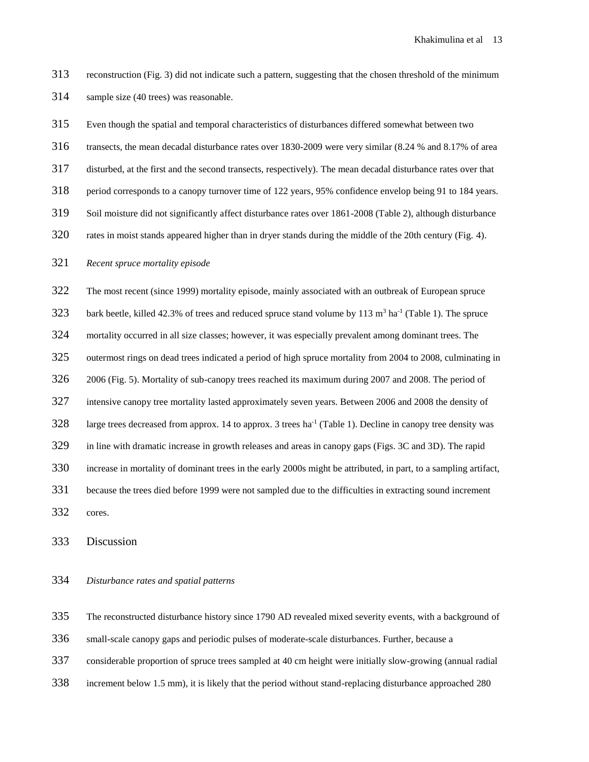reconstruction (Fig. 3) did not indicate such a pattern, suggesting that the chosen threshold of the minimum sample size (40 trees) was reasonable.

Even though the spatial and temporal characteristics of disturbances differed somewhat between two transects, the mean decadal disturbance rates over 1830-2009 were very similar (8.24 % and 8.17% of area disturbed, at the first and the second transects, respectively). The mean decadal disturbance rates over that period corresponds to a canopy turnover time of 122 years, 95% confidence envelop being 91 to 184 years. Soil moisture did not significantly affect disturbance rates over 1861-2008 (Table 2), although disturbance rates in moist stands appeared higher than in dryer stands during the middle of the 20th century (Fig. 4).

*Recent spruce mortality episode*

The most recent (since 1999) mortality episode, mainly associated with an outbreak of European spruce bark beetle, killed 42.3% of trees and reduced spruce stand volume by 113 $m^3$ $ha^{-1}$ (Table 1). The spruce mortality occurred in all size classes; however, it was especially prevalent among dominant trees. The outermost rings on dead trees indicated a period of high spruce mortality from 2004 to 2008, culminating in 2006 (Fig. 5). Mortality of sub-canopy trees reached its maximum during 2007 and 2008. The period of intensive canopy tree mortality lasted approximately seven years. Between 2006 and 2008 the density of large trees decreased from approx. 14 to approx. 3 trees $ha^{-1}$ (Table 1). Decline in canopy tree density was in line with dramatic increase in growth releases and areas in canopy gaps (Figs. 3C and 3D). The rapid increase in mortality of dominant trees in the early 2000s might be attributed, in part, to a sampling artifact, because the trees died before 1999 were not sampled due to the difficulties in extracting sound increment cores.

## Discussion

*Disturbance rates and spatial patterns*

The reconstructed disturbance history since 1790 AD revealed mixed severity events, with a background of small-scale canopy gaps and periodic pulses of moderate-scale disturbances. Further, because a considerable proportion of spruce trees sampled at 40 cm height were initially slow-growing (annual radial increment below 1.5 mm), it is likely that the period without stand-replacing disturbance approached 280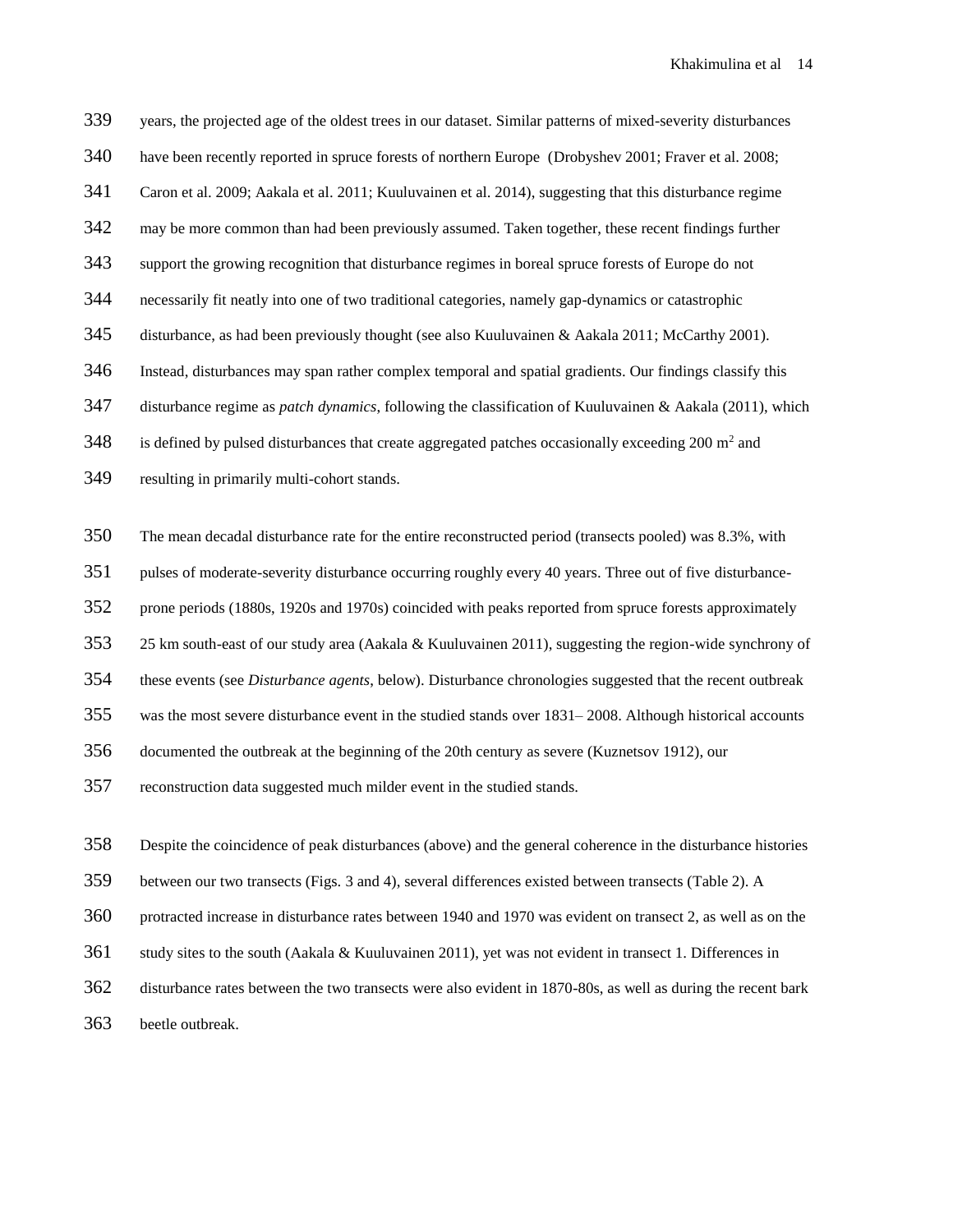years, the projected age of the oldest trees in our dataset. Similar patterns of mixed-severity disturbances have been recently reported in spruce forests of northern Europe (Drobyshev 2001; Fraver et al. 2008; Caron et al. 2009; Aakala et al. 2011; Kuuluvainen et al. 2014), suggesting that this disturbance regime may be more common than had been previously assumed. Taken together, these recent findings further support the growing recognition that disturbance regimes in boreal spruce forests of Europe do not necessarily fit neatly into one of two traditional categories, namely gap-dynamics or catastrophic disturbance, as had been previously thought (see also Kuuluvainen & Aakala 2011; McCarthy 2001). Instead, disturbances may span rather complex temporal and spatial gradients. Our findings classify this disturbance regime as *patch dynamics*, following the classification of Kuuluvainen & Aakala (2011), which is defined by pulsed disturbances that create aggregated patches occasionally exceeding 200 $m^2$ and resulting in primarily multi-cohort stands.

The mean decadal disturbance rate for the entire reconstructed period (transects pooled) was 8.3%, with pulses of moderate-severity disturbance occurring roughly every 40 years. Three out of five disturbance-prone periods (1880s, 1920s and 1970s) coincided with peaks reported from spruce forests approximately 25 km south-east of our study area (Aakala & Kuuluvainen 2011), suggesting the region-wide synchrony of these events (see *Disturbance agents*, below). Disturbance chronologies suggested that the recent outbreak was the most severe disturbance event in the studied stands over 1831– 2008. Although historical accounts documented the outbreak at the beginning of the 20th century as severe (Kuznetsov 1912), our reconstruction data suggested much milder event in the studied stands.

Despite the coincidence of peak disturbances (above) and the general coherence in the disturbance histories between our two transects (Figs. 3 and 4), several differences existed between transects (Table 2). A protracted increase in disturbance rates between 1940 and 1970 was evident on transect 2, as well as on the study sites to the south (Aakala & Kuuluvainen 2011), yet was not evident in transect 1. Differences in disturbance rates between the two transects were also evident in 1870-80s, as well as during the recent bark beetle outbreak.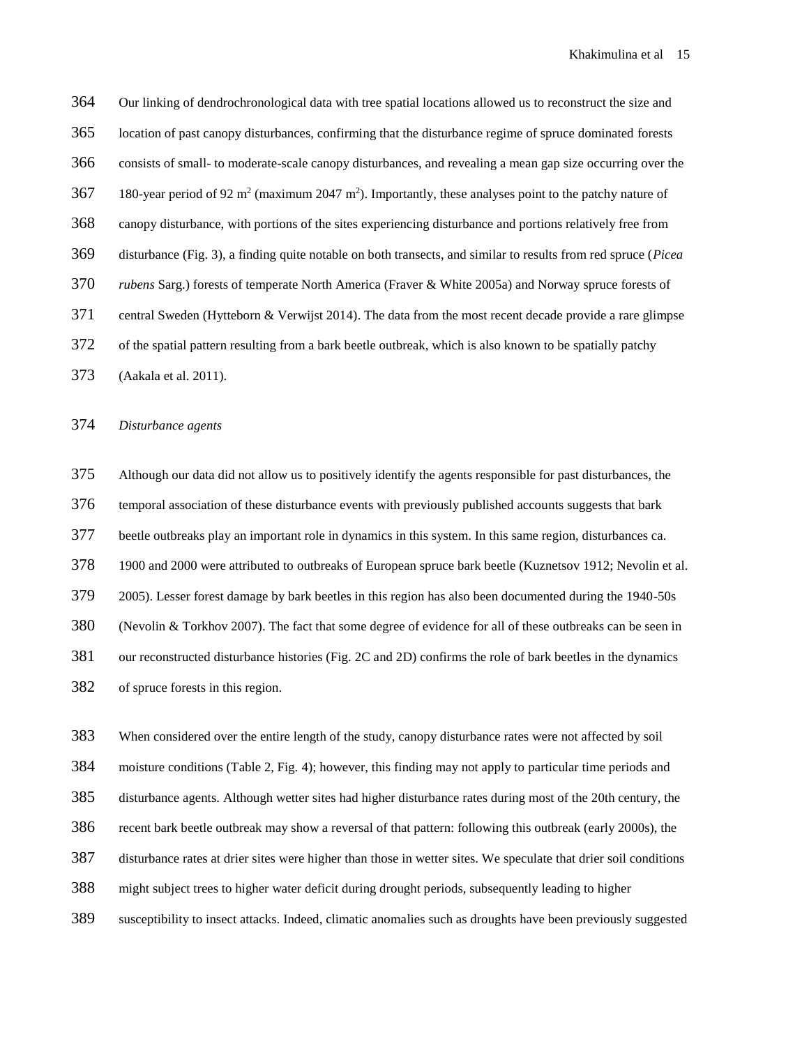Our linking of dendrochronological data with tree spatial locations allowed us to reconstruct the size and location of past canopy disturbances, confirming that the disturbance regime of spruce dominated forests consists of small- to moderate-scale canopy disturbances, and revealing a mean gap size occurring over the 180-year period of 92 $m^2$ (maximum 2047 $m^2$). Importantly, these analyses point to the patchy nature of canopy disturbance, with portions of the sites experiencing disturbance and portions relatively free from disturbance (Fig. 3), a finding quite notable on both transects, and similar to results from red spruce (*Picea rubens* Sarg.) forests of temperate North America (Fraver & White 2005a) and Norway spruce forests of central Sweden (Hytteborn & Verwijst 2014). The data from the most recent decade provide a rare glimpse of the spatial pattern resulting from a bark beetle outbreak, which is also known to be spatially patchy (Aakala et al. 2011).

*Disturbance agents*

Although our data did not allow us to positively identify the agents responsible for past disturbances, the temporal association of these disturbance events with previously published accounts suggests that bark beetle outbreaks play an important role in dynamics in this system. In this same region, disturbances ca. 1900 and 2000 were attributed to outbreaks of European spruce bark beetle (Kuznetsov 1912; Nevolin et al. 2005). Lesser forest damage by bark beetles in this region has also been documented during the 1940-50s (Nevolin & Torkhov 2007). The fact that some degree of evidence for all of these outbreaks can be seen in our reconstructed disturbance histories (Fig. 2C and 2D) confirms the role of bark beetles in the dynamics of spruce forests in this region.

When considered over the entire length of the study, canopy disturbance rates were not affected by soil moisture conditions (Table 2, Fig. 4); however, this finding may not apply to particular time periods and disturbance agents. Although wetter sites had higher disturbance rates during most of the 20th century, the recent bark beetle outbreak may show a reversal of that pattern: following this outbreak (early 2000s), the disturbance rates at drier sites were higher than those in wetter sites. We speculate that drier soil conditions might subject trees to higher water deficit during drought periods, subsequently leading to higher susceptibility to insect attacks. Indeed, climatic anomalies such as droughts have been previously suggested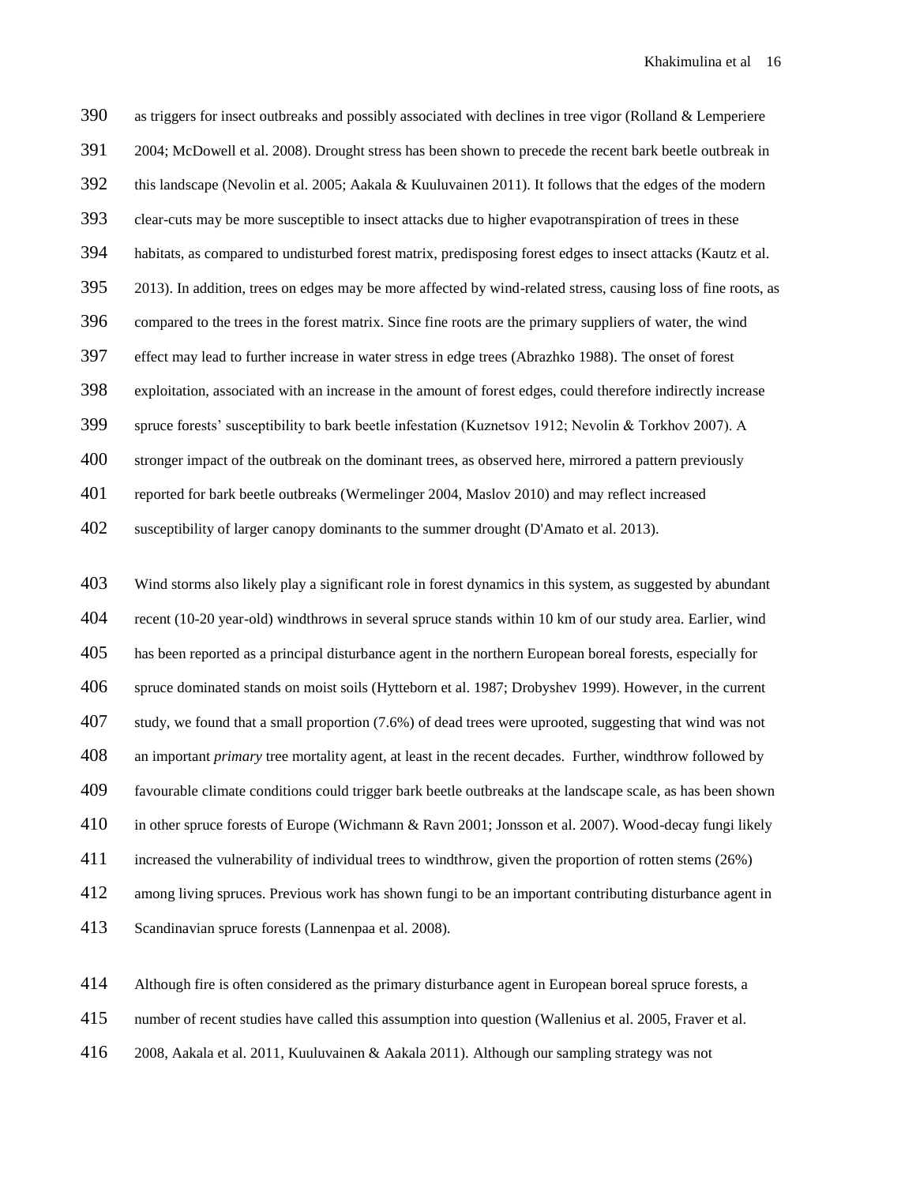as triggers for insect outbreaks and possibly associated with declines in tree vigor (Rolland & Lemperiere 2004; McDowell et al. 2008). Drought stress has been shown to precede the recent bark beetle outbreak in this landscape (Nevolin et al. 2005; Aakala & Kuuluvainen 2011). It follows that the edges of the modern clear-cuts may be more susceptible to insect attacks due to higher evapotranspiration of trees in these habitats, as compared to undisturbed forest matrix, predisposing forest edges to insect attacks (Kautz et al. 2013). In addition, trees on edges may be more affected by wind-related stress, causing loss of fine roots, as compared to the trees in the forest matrix. Since fine roots are the primary suppliers of water, the wind effect may lead to further increase in water stress in edge trees (Abrazhko 1988). The onset of forest exploitation, associated with an increase in the amount of forest edges, could therefore indirectly increase spruce forests' susceptibility to bark beetle infestation (Kuznetsov 1912; Nevolin & Torkhov 2007). A stronger impact of the outbreak on the dominant trees, as observed here, mirrored a pattern previously reported for bark beetle outbreaks (Wermelinger 2004, Maslov 2010) and may reflect increased susceptibility of larger canopy dominants to the summer drought (D'Amato et al. 2013).

Wind storms also likely play a significant role in forest dynamics in this system, as suggested by abundant recent (10-20 year-old) windthrows in several spruce stands within 10 km of our study area. Earlier, wind has been reported as a principal disturbance agent in the northern European boreal forests, especially for spruce dominated stands on moist soils (Hytteborn et al. 1987; Drobyshev 1999). However, in the current study, we found that a small proportion (7.6%) of dead trees were uprooted, suggesting that wind was not an important *primary* tree mortality agent, at least in the recent decades. Further, windthrow followed by favourable climate conditions could trigger bark beetle outbreaks at the landscape scale, as has been shown in other spruce forests of Europe (Wichmann & Ravn 2001; Jonsson et al. 2007). Wood-decay fungi likely increased the vulnerability of individual trees to windthrow, given the proportion of rotten stems (26%) among living spruces. Previous work has shown fungi to be an important contributing disturbance agent in Scandinavian spruce forests (Lannenpaa et al. 2008).

Although fire is often considered as the primary disturbance agent in European boreal spruce forests, a number of recent studies have called this assumption into question (Wallenius et al. 2005, Fraver et al. 2008, Aakala et al. 2011, Kuuluvainen & Aakala 2011). Although our sampling strategy was not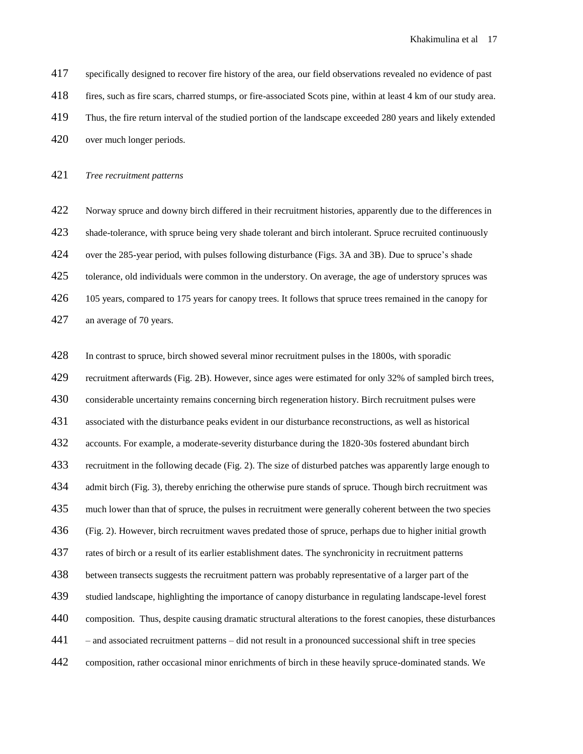specifically designed to recover fire history of the area, our field observations revealed no evidence of past fires, such as fire scars, charred stumps, or fire-associated Scots pine, within at least 4 km of our study area. Thus, the fire return interval of the studied portion of the landscape exceeded 280 years and likely extended over much longer periods.

*Tree recruitment patterns*

Norway spruce and downy birch differed in their recruitment histories, apparently due to the differences in shade-tolerance, with spruce being very shade tolerant and birch intolerant. Spruce recruited continuously over the 285-year period, with pulses following disturbance (Figs. 3A and 3B). Due to spruce's shade tolerance, old individuals were common in the understory. On average, the age of understory spruces was 105 years, compared to 175 years for canopy trees. It follows that spruce trees remained in the canopy for an average of 70 years.

In contrast to spruce, birch showed several minor recruitment pulses in the 1800s, with sporadic recruitment afterwards (Fig. 2B). However, since ages were estimated for only 32% of sampled birch trees, considerable uncertainty remains concerning birch regeneration history. Birch recruitment pulses were associated with the disturbance peaks evident in our disturbance reconstructions, as well as historical accounts. For example, a moderate-severity disturbance during the 1820-30s fostered abundant birch recruitment in the following decade (Fig. 2). The size of disturbed patches was apparently large enough to admit birch (Fig. 3), thereby enriching the otherwise pure stands of spruce. Though birch recruitment was much lower than that of spruce, the pulses in recruitment were generally coherent between the two species (Fig. 2). However, birch recruitment waves predated those of spruce, perhaps due to higher initial growth rates of birch or a result of its earlier establishment dates. The synchronicity in recruitment patterns between transects suggests the recruitment pattern was probably representative of a larger part of the studied landscape, highlighting the importance of canopy disturbance in regulating landscape-level forest composition. Thus, despite causing dramatic structural alterations to the forest canopies, these disturbances – and associated recruitment patterns – did not result in a pronounced successional shift in tree species composition, rather occasional minor enrichments of birch in these heavily spruce-dominated stands. We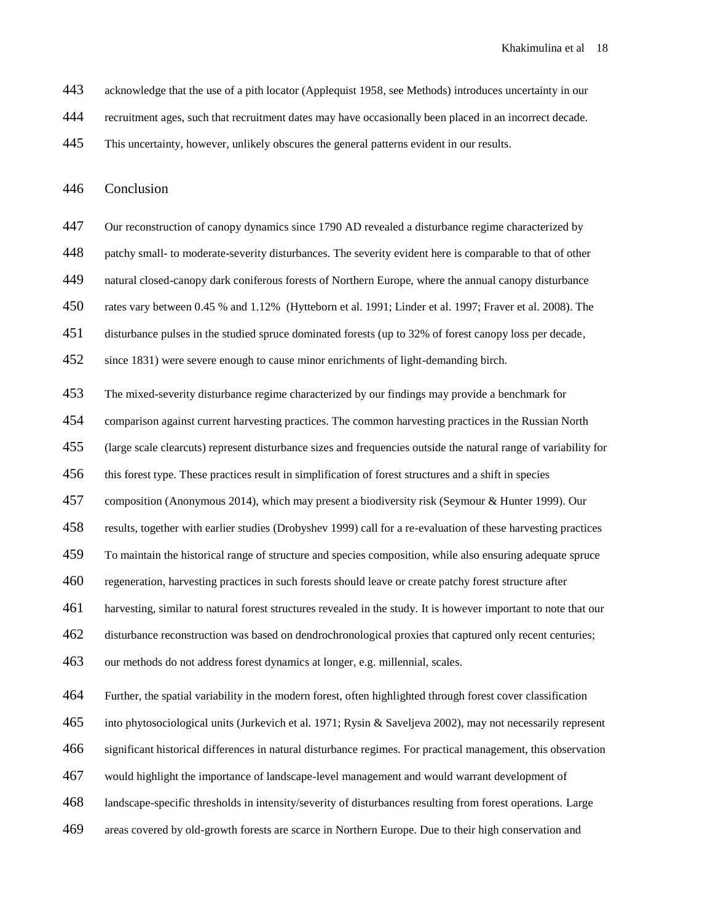acknowledge that the use of a pith locator (Applequist 1958, see Methods) introduces uncertainty in our recruitment ages, such that recruitment dates may have occasionally been placed in an incorrect decade. This uncertainty, however, unlikely obscures the general patterns evident in our results.

## Conclusion

Our reconstruction of canopy dynamics since 1790 AD revealed a disturbance regime characterized by patchy small- to moderate-severity disturbances. The severity evident here is comparable to that of other natural closed-canopy dark coniferous forests of Northern Europe, where the annual canopy disturbance rates vary between 0.45 % and 1.12% (Hytteborn et al. 1991; Linder et al. 1997; Fraver et al. 2008). The disturbance pulses in the studied spruce dominated forests (up to 32% of forest canopy loss per decade, since 1831) were severe enough to cause minor enrichments of light-demanding birch.

The mixed-severity disturbance regime characterized by our findings may provide a benchmark for comparison against current harvesting practices. The common harvesting practices in the Russian North (large scale clearcuts) represent disturbance sizes and frequencies outside the natural range of variability for this forest type. These practices result in simplification of forest structures and a shift in species composition (Anonymous 2014), which may present a biodiversity risk (Seymour & Hunter 1999). Our results, together with earlier studies (Drobyshev 1999) call for a re-evaluation of these harvesting practices To maintain the historical range of structure and species composition, while also ensuring adequate spruce regeneration, harvesting practices in such forests should leave or create patchy forest structure after harvesting, similar to natural forest structures revealed in the study. It is however important to note that our disturbance reconstruction was based on dendrochronological proxies that captured only recent centuries; our methods do not address forest dynamics at longer, e.g. millennial, scales.

Further, the spatial variability in the modern forest, often highlighted through forest cover classification into phytosociological units (Jurkevich et al. 1971; Rysin & Saveljeva 2002), may not necessarily represent significant historical differences in natural disturbance regimes. For practical management, this observation would highlight the importance of landscape-level management and would warrant development of landscape-specific thresholds in intensity/severity of disturbances resulting from forest operations. Large areas covered by old-growth forests are scarce in Northern Europe. Due to their high conservation and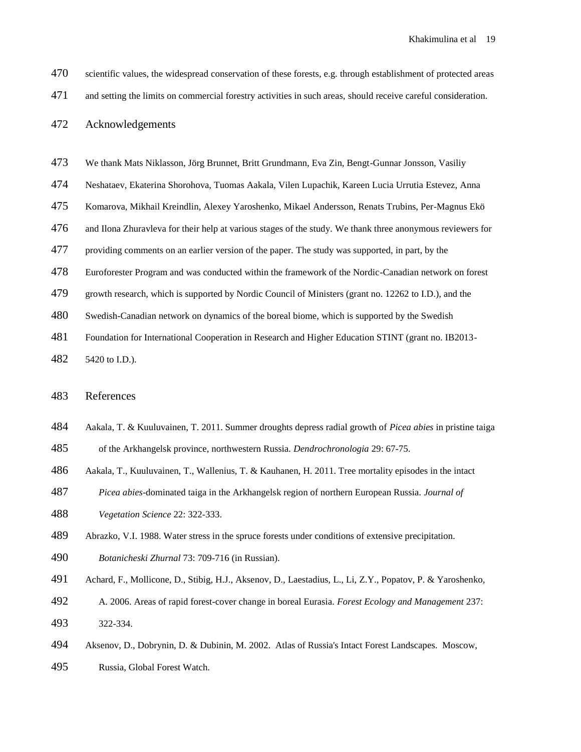scientific values, the widespread conservation of these forests, e.g. through establishment of protected areas and setting the limits on commercial forestry activities in such areas, should receive careful consideration.

## Acknowledgements

We thank Mats Niklasson, Jörg Brunnet, Britt Grundmann, Eva Zin, Bengt-Gunnar Jonsson, Vasiliy Neshataev, Ekaterina Shorohova, Tuomas Aakala, Vilen Lupachik, Kareen Lucia Urrutia Estevez, Anna Komarova, Mikhail Kreindlin, Alexey Yaroshenko, Mikael Andersson, Renats Trubins, Per-Magnus Ekö and Ilona Zhuravleva for their help at various stages of the study. We thank three anonymous reviewers for providing comments on an earlier version of the paper. The study was supported, in part, by the Euroforester Program and was conducted within the framework of the Nordic-Canadian network on forest growth research, which is supported by Nordic Council of Ministers (grant no. 12262 to I.D.), and the Swedish-Canadian network on dynamics of the boreal biome, which is supported by the Swedish Foundation for International Cooperation in Research and Higher Education STINT (grant no. IB2013-5420 to I.D.).

## References

Aakala, T. & Kuuluvainen, T. 2011. Summer droughts depress radial growth of *Picea abies* in pristine taiga of the Arkhangelsk province, northwestern Russia. *Dendrochronologia* 29: 67-75.

Aakala, T., Kuuluvainen, T., Wallenius, T. & Kauhanen, H. 2011. Tree mortality episodes in the intact *Picea abies*-dominated taiga in the Arkhangelsk region of northern European Russia. *Journal of Vegetation Science* 22: 322-333.

Abrazko, V.I. 1988. Water stress in the spruce forests under conditions of extensive precipitation. *Botanicheski Zhurnal* 73: 709-716 (in Russian).

Achard, F., Mollicone, D., Stibig, H.J., Aksenov, D., Laestadius, L., Li, Z.Y., Popatov, P. & Yaroshenko, A. 2006. Areas of rapid forest-cover change in boreal Eurasia. *Forest Ecology and Management* 237: 322-334.

Aksenov, D., Dobrynin, D. & Dubinin, M. 2002. Atlas of Russia's Intact Forest Landscapes. Moscow, Russia, Global Forest Watch.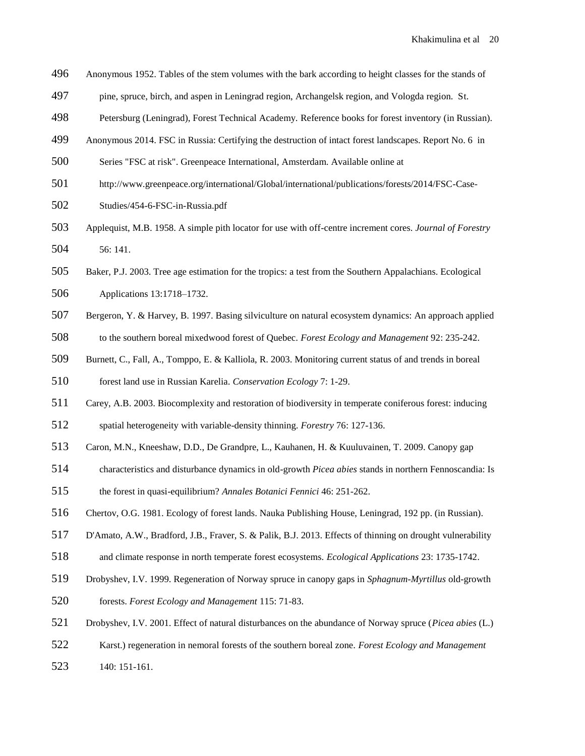Anonymous 1952. Tables of the stem volumes with the bark according to height classes for the stands of pine, spruce, birch, and aspen in Leningrad region, Archangelsk region, and Vologda region. St. Petersburg (Leningrad), Forest Technical Academy. Reference books for forest inventory (in Russian).

Anonymous 2014. FSC in Russia: Certifying the destruction of intact forest landscapes. Report No. 6 in Series "FSC at risk". Greenpeace International, Amsterdam. Available online at http://www.greenpeace.org/international/Global/international/publications/forests/2014/FSC-Case-Studies/454-6-FSC-in-Russia.pdf

Applequist, M.B. 1958. A simple pith locator for use with off-centre increment cores. *Journal of Forestry* 56: 141.

Baker, P.J. 2003. Tree age estimation for the tropics: a test from the Southern Appalachians. Ecological Applications 13:1718–1732.

Bergeron, Y. & Harvey, B. 1997. Basing silviculture on natural ecosystem dynamics: An approach applied to the southern boreal mixedwood forest of Quebec. *Forest Ecology and Management* 92: 235-242.

Burnett, C., Fall, A., Tomppo, E. & Kalliola, R. 2003. Monitoring current status of and trends in boreal forest land use in Russian Karelia. *Conservation Ecology* 7: 1-29.

Carey, A.B. 2003. Biocomplexity and restoration of biodiversity in temperate coniferous forest: inducing spatial heterogeneity with variable-density thinning. *Forestry* 76: 127-136.

Caron, M.N., Kneeshaw, D.D., De Grandpre, L., Kauhanen, H. & Kuuluvainen, T. 2009. Canopy gap characteristics and disturbance dynamics in old-growth *Picea abies* stands in northern Fennoscandia: Is the forest in quasi-equilibrium? *Annales Botanici Fennici* 46: 251-262.

Chertov, O.G. 1981. Ecology of forest lands. Nauka Publishing House, Leningrad, 192 pp. (in Russian).

D'Amato, A.W., Bradford, J.B., Fraver, S. & Palik, B.J. 2013. Effects of thinning on drought vulnerability and climate response in north temperate forest ecosystems. *Ecological Applications* 23: 1735-1742.

Drobyshev, I.V. 1999. Regeneration of Norway spruce in canopy gaps in *Sphagnum-Myrtillus* old-growth forests. *Forest Ecology and Management* 115: 71-83.

Drobyshev, I.V. 2001. Effect of natural disturbances on the abundance of Norway spruce (*Picea abies* (L.) Karst.) regeneration in nemoral forests of the southern boreal zone. *Forest Ecology and Management* 140: 151-161.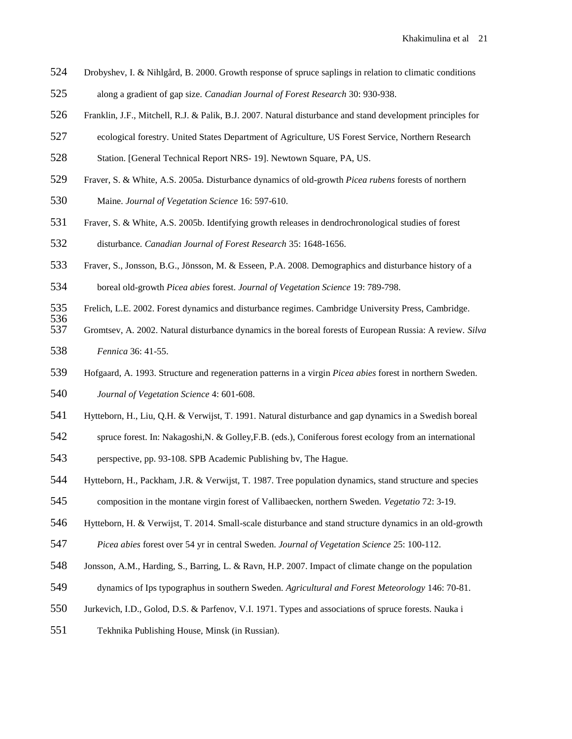Drobyshev, I. & Nihlgård, B. 2000. Growth response of spruce saplings in relation to climatic conditions along a gradient of gap size. *Canadian Journal of Forest Research* 30: 930-938.

Franklin, J.F., Mitchell, R.J. & Palik, B.J. 2007. Natural disturbance and stand development principles for ecological forestry. United States Department of Agriculture, US Forest Service, Northern Research Station. [General Technical Report NRS- 19]. Newtown Square, PA, US.

Fraver, S. & White, A.S. 2005a. Disturbance dynamics of old-growth *Picea rubens* forests of northern Maine. *Journal of Vegetation Science* 16: 597-610.

Fraver, S. & White, A.S. 2005b. Identifying growth releases in dendrochronological studies of forest disturbance. *Canadian Journal of Forest Research* 35: 1648-1656.

Fraver, S., Jonsson, B.G., Jönsson, M. & Esseen, P.A. 2008. Demographics and disturbance history of a boreal old-growth *Picea abies* forest. *Journal of Vegetation Science* 19: 789-798.

Frelich, L.E. 2002. Forest dynamics and disturbance regimes. Cambridge University Press, Cambridge.

Gromtsev, A. 2002. Natural disturbance dynamics in the boreal forests of European Russia: A review. *Silva Fennica* 36: 41-55.

Hofgaard, A. 1993. Structure and regeneration patterns in a virgin *Picea abies* forest in northern Sweden. *Journal of Vegetation Science* 4: 601-608.

Hytteborn, H., Liu, Q.H. & Verwijst, T. 1991. Natural disturbance and gap dynamics in a Swedish boreal spruce forest. In: Nakagoshi,N. & Golley,F.B. (eds.), Coniferous forest ecology from an international perspective, pp. 93-108. SPB Academic Publishing bv, The Hague.

Hytteborn, H., Packham, J.R. & Verwijst, T. 1987. Tree population dynamics, stand structure and species composition in the montane virgin forest of Vallibaecken, northern Sweden. *Vegetatio* 72: 3-19.

Hytteborn, H. & Verwijst, T. 2014. Small-scale disturbance and stand structure dynamics in an old-growth *Picea abies* forest over 54 yr in central Sweden. *Journal of Vegetation Science* 25: 100-112.

Jonsson, A.M., Harding, S., Barring, L. & Ravn, H.P. 2007. Impact of climate change on the population dynamics of Ips typographus in southern Sweden. *Agricultural and Forest Meteorology* 146: 70-81.

Jurkevich, I.D., Golod, D.S. & Parfenov, V.I. 1971. Types and associations of spruce forests. Nauka i Tekhnika Publishing House, Minsk (in Russian).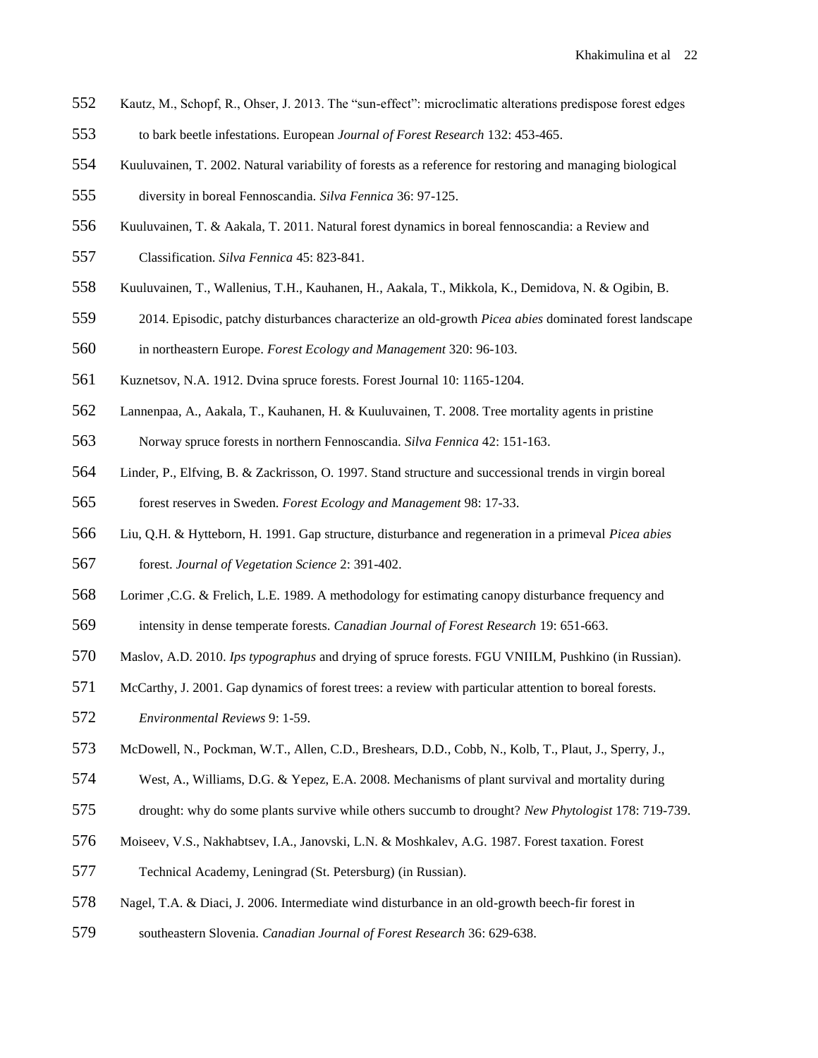Kautz, M., Schopf, R., Ohser, J. 2013. The "sun-effect": microclimatic alterations predispose forest edges to bark beetle infestations. European *Journal of Forest Research* 132: 453-465.

Kuuluvainen, T. 2002. Natural variability of forests as a reference for restoring and managing biological diversity in boreal Fennoscandia. *Silva Fennica* 36: 97-125.

Kuuluvainen, T. & Aakala, T. 2011. Natural forest dynamics in boreal fennoscandia: a Review and Classification. *Silva Fennica* 45: 823-841.

Kuuluvainen, T., Wallenius, T.H., Kauhanen, H., Aakala, T., Mikkola, K., Demidova, N. & Ogibin, B. 2014. Episodic, patchy disturbances characterize an old-growth *Picea abies* dominated forest landscape in northeastern Europe. *Forest Ecology and Management* 320: 96-103.

Kuznetsov, N.A. 1912. Dvina spruce forests. Forest Journal 10: 1165-1204.

Lannenpaa, A., Aakala, T., Kauhanen, H. & Kuuluvainen, T. 2008. Tree mortality agents in pristine Norway spruce forests in northern Fennoscandia. *Silva Fennica* 42: 151-163.

Linder, P., Elfving, B. & Zackrisson, O. 1997. Stand structure and successional trends in virgin boreal forest reserves in Sweden. *Forest Ecology and Management* 98: 17-33.

Liu, Q.H. & Hytteborn, H. 1991. Gap structure, disturbance and regeneration in a primeval *Picea abies* forest. *Journal of Vegetation Science* 2: 391-402.

Lorimer ,C.G. & Frelich, L.E. 1989. A methodology for estimating canopy disturbance frequency and intensity in dense temperate forests. *Canadian Journal of Forest Research* 19: 651-663.

Maslov, A.D. 2010. *Ips typographus* and drying of spruce forests. FGU VNIILM, Pushkino (in Russian).

McCarthy, J. 2001. Gap dynamics of forest trees: a review with particular attention to boreal forests. *Environmental Reviews* 9: 1-59.

McDowell, N., Pockman, W.T., Allen, C.D., Breshears, D.D., Cobb, N., Kolb, T., Plaut, J., Sperry, J., West, A., Williams, D.G. & Yepez, E.A. 2008. Mechanisms of plant survival and mortality during drought: why do some plants survive while others succumb to drought? *New Phytologist* 178: 719-739.

Moiseev, V.S., Nakhabtsev, I.A., Janovski, L.N. & Moshkalev, A.G. 1987. Forest taxation. Forest Technical Academy, Leningrad (St. Petersburg) (in Russian).

Nagel, T.A. & Diaci, J. 2006. Intermediate wind disturbance in an old-growth beech-fir forest in southeastern Slovenia. *Canadian Journal of Forest Research* 36: 629-638.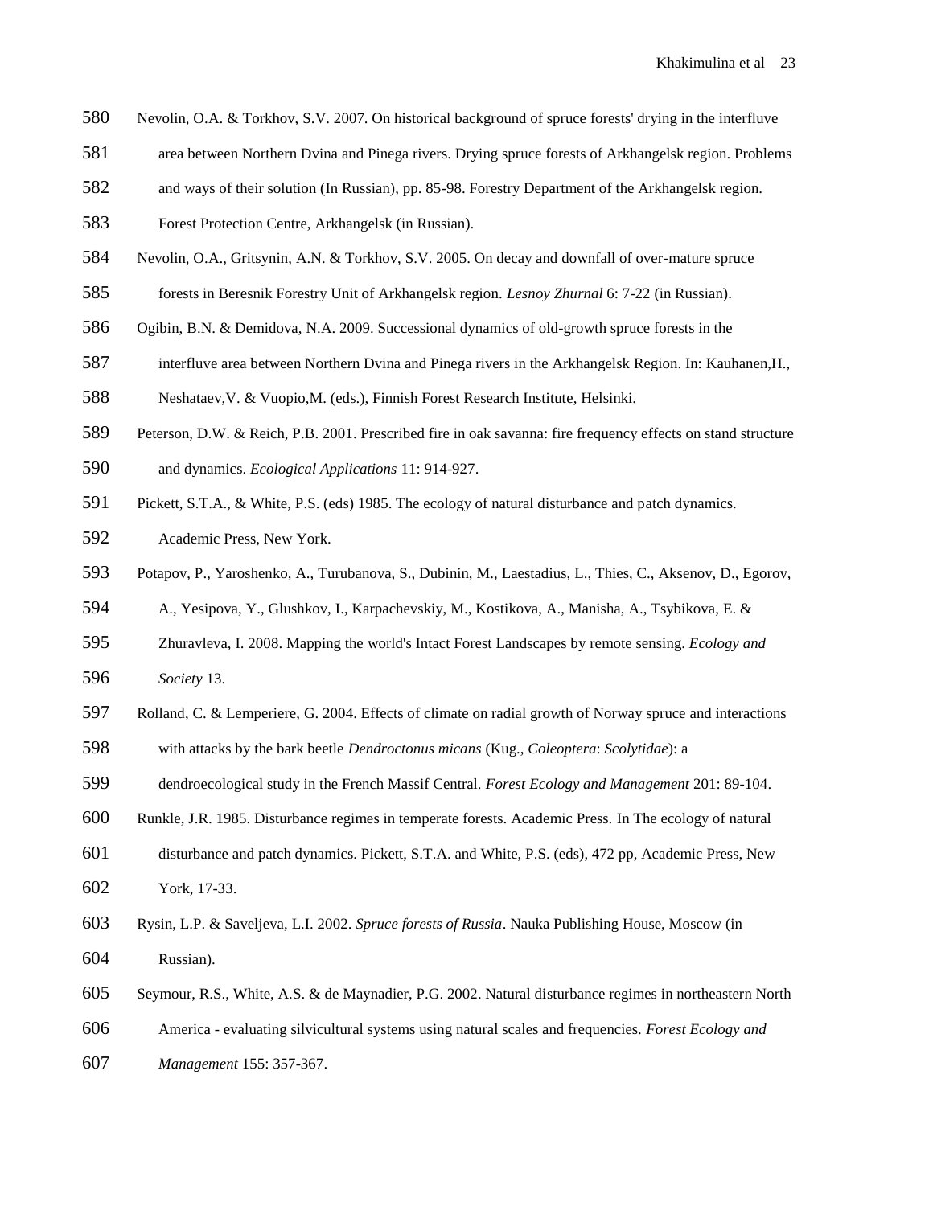Nevolin, O.A. & Torkhov, S.V. 2007. On historical background of spruce forests' drying in the interfluve area between Northern Dvina and Pinega rivers. Drying spruce forests of Arkhangelsk region. Problems and ways of their solution (In Russian), pp. 85-98. Forestry Department of the Arkhangelsk region. Forest Protection Centre, Arkhangelsk (in Russian).

Nevolin, O.A., Gritsynin, A.N. & Torkhov, S.V. 2005. On decay and downfall of over-mature spruce forests in Beresnik Forestry Unit of Arkhangelsk region. *Lesnoy Zhurnal* 6: 7-22 (in Russian).

Ogibin, B.N. & Demidova, N.A. 2009. Successional dynamics of old-growth spruce forests in the interfluve area between Northern Dvina and Pinega rivers in the Arkhangelsk Region. In: Kauhanen,H., Neshataev,V. & Vuopio,M. (eds.), Finnish Forest Research Institute, Helsinki.

Peterson, D.W. & Reich, P.B. 2001. Prescribed fire in oak savanna: fire frequency effects on stand structure and dynamics. *Ecological Applications* 11: 914-927.

Pickett, S.T.A., & White, P.S. (eds) 1985. The ecology of natural disturbance and patch dynamics. Academic Press, New York.

Potapov, P., Yaroshenko, A., Turubanova, S., Dubinin, M., Laestadius, L., Thies, C., Aksenov, D., Egorov, A., Yesipova, Y., Glushkov, I., Karpachevskiy, M., Kostikova, A., Manisha, A., Tsybikova, E. & Zhuravleva, I. 2008. Mapping the world's Intact Forest Landscapes by remote sensing. *Ecology and Society* 13.

Rolland, C. & Lemperiere, G. 2004. Effects of climate on radial growth of Norway spruce and interactions with attacks by the bark beetle *Dendroctonus micans* (Kug., *Coleoptera*: *Scolytidae*): a dendroecological study in the French Massif Central. *Forest Ecology and Management* 201: 89-104.

Runkle, J.R. 1985. Disturbance regimes in temperate forests. Academic Press. In The ecology of natural disturbance and patch dynamics. Pickett, S.T.A. and White, P.S. (eds), 472 pp, Academic Press, New York, 17-33.

Rysin, L.P. & Saveljeva, L.I. 2002. *Spruce forests of Russia*. Nauka Publishing House, Moscow (in Russian).

Seymour, R.S., White, A.S. & de Maynadier, P.G. 2002. Natural disturbance regimes in northeastern North America - evaluating silvicultural systems using natural scales and frequencies. *Forest Ecology and Management* 155: 357-367.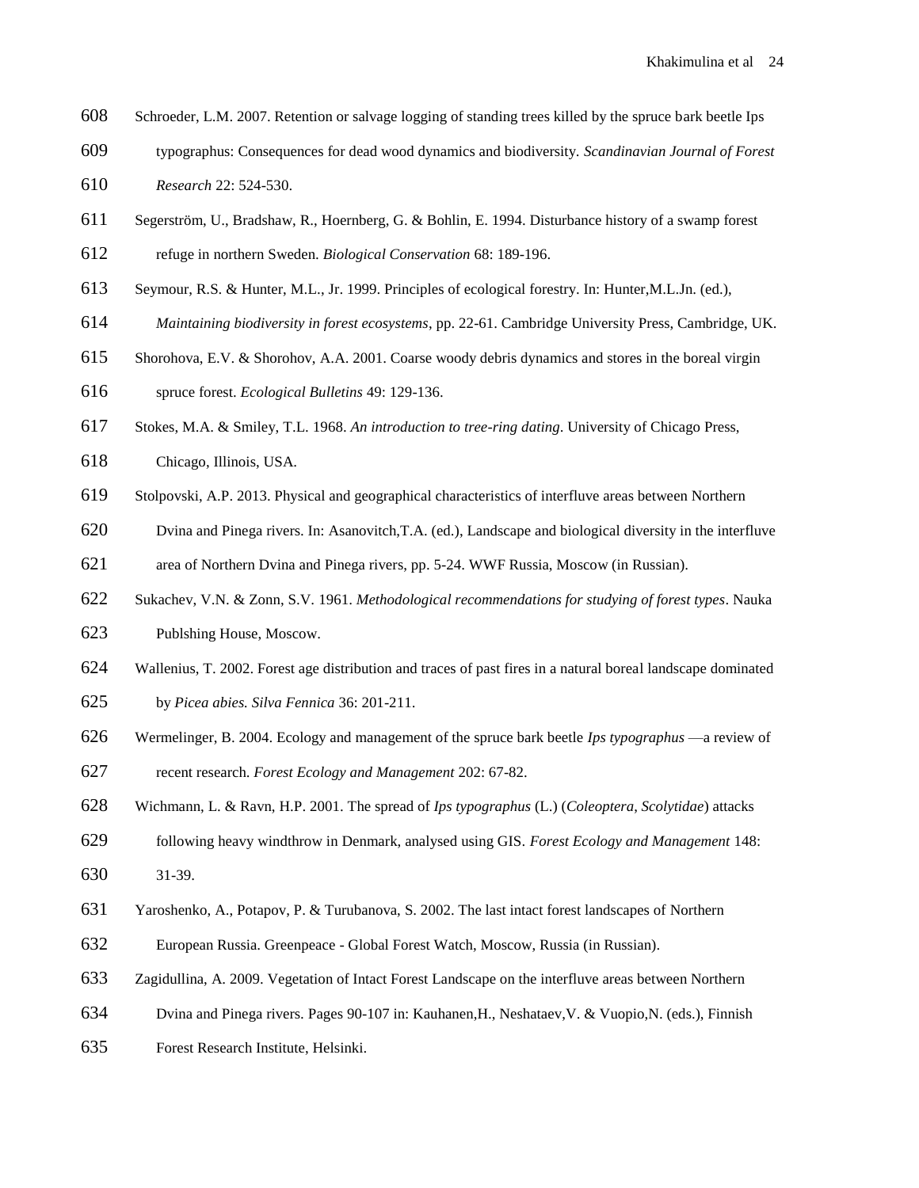Schroeder, L.M. 2007. Retention or salvage logging of standing trees killed by the spruce bark beetle Ips typographus: Consequences for dead wood dynamics and biodiversity. *Scandinavian Journal of Forest Research* 22: 524-530.

Segerström, U., Bradshaw, R., Hoernberg, G. & Bohlin, E. 1994. Disturbance history of a swamp forest refuge in northern Sweden. *Biological Conservation* 68: 189-196.

Seymour, R.S. & Hunter, M.L., Jr. 1999. Principles of ecological forestry. In: Hunter,M.L.Jn. (ed.), *Maintaining biodiversity in forest ecosystems*, pp. 22-61. Cambridge University Press, Cambridge, UK.

Shorohova, E.V. & Shorohov, A.A. 2001. Coarse woody debris dynamics and stores in the boreal virgin spruce forest. *Ecological Bulletins* 49: 129-136.

Stokes, M.A. & Smiley, T.L. 1968. *An introduction to tree-ring dating*. University of Chicago Press, Chicago, Illinois, USA.

Stolpovski, A.P. 2013. Physical and geographical characteristics of interfluve areas between Northern Dvina and Pinega rivers. In: Asanovitch,T.A. (ed.), Landscape and biological diversity in the interfluve area of Northern Dvina and Pinega rivers, pp. 5-24. WWF Russia, Moscow (in Russian).

Sukachev, V.N. & Zonn, S.V. 1961. *Methodological recommendations for studying of forest types*. Nauka Publshing House, Moscow.

Wallenius, T. 2002. Forest age distribution and traces of past fires in a natural boreal landscape dominated by *Picea abies. Silva Fennica* 36: 201-211.

Wermelinger, B. 2004. Ecology and management of the spruce bark beetle *Ips typographus* —a review of recent research. *Forest Ecology and Management* 202: 67-82.

Wichmann, L. & Ravn, H.P. 2001. The spread of *Ips typographus* (L.) (*Coleoptera*, *Scolytidae*) attacks following heavy windthrow in Denmark, analysed using GIS. *Forest Ecology and Management* 148: 31-39.

Yaroshenko, A., Potapov, P. & Turubanova, S. 2002. The last intact forest landscapes of Northern European Russia. Greenpeace - Global Forest Watch, Moscow, Russia (in Russian).

Zagidullina, A. 2009. Vegetation of Intact Forest Landscape on the interfluve areas between Northern Dvina and Pinega rivers. Pages 90-107 in: Kauhanen,H., Neshataev,V. & Vuopio,N. (eds.), Finnish Forest Research Institute, Helsinki.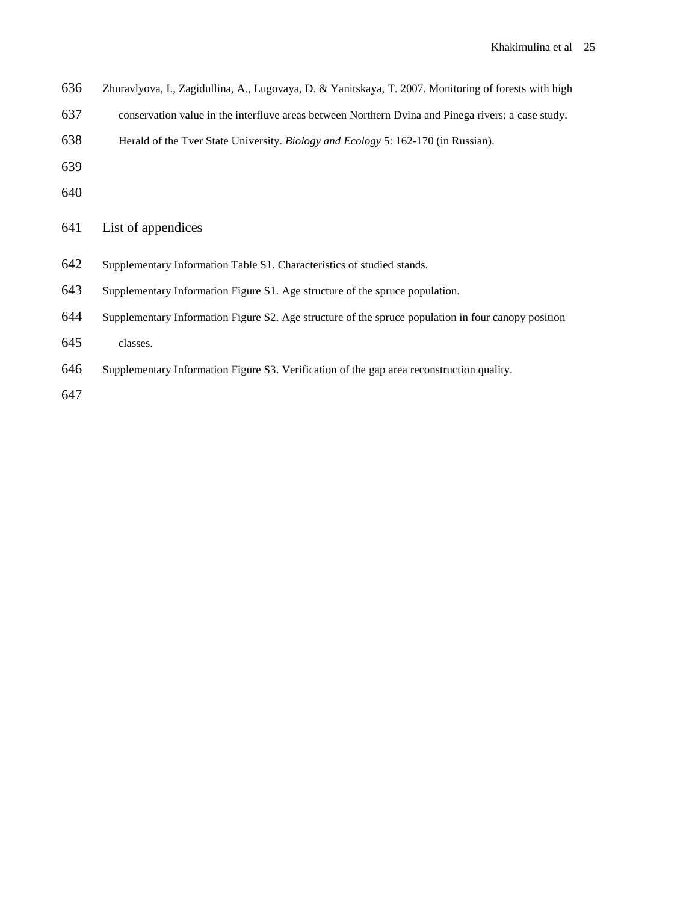Zhuravlyova, I., Zagidullina, A., Lugovaya, D. & Yanitskaya, T. 2007. Monitoring of forests with high conservation value in the interfluve areas between Northern Dvina and Pinega rivers: a case study. Herald of the Tver State University. *Biology and Ecology* 5: 162-170 (in Russian).

## List of appendices

Supplementary Information Table S1. Characteristics of studied stands.

Supplementary Information Figure S1. Age structure of the spruce population.

Supplementary Information Figure S2. Age structure of the spruce population in four canopy position classes.

Supplementary Information Figure S3. Verification of the gap area reconstruction quality.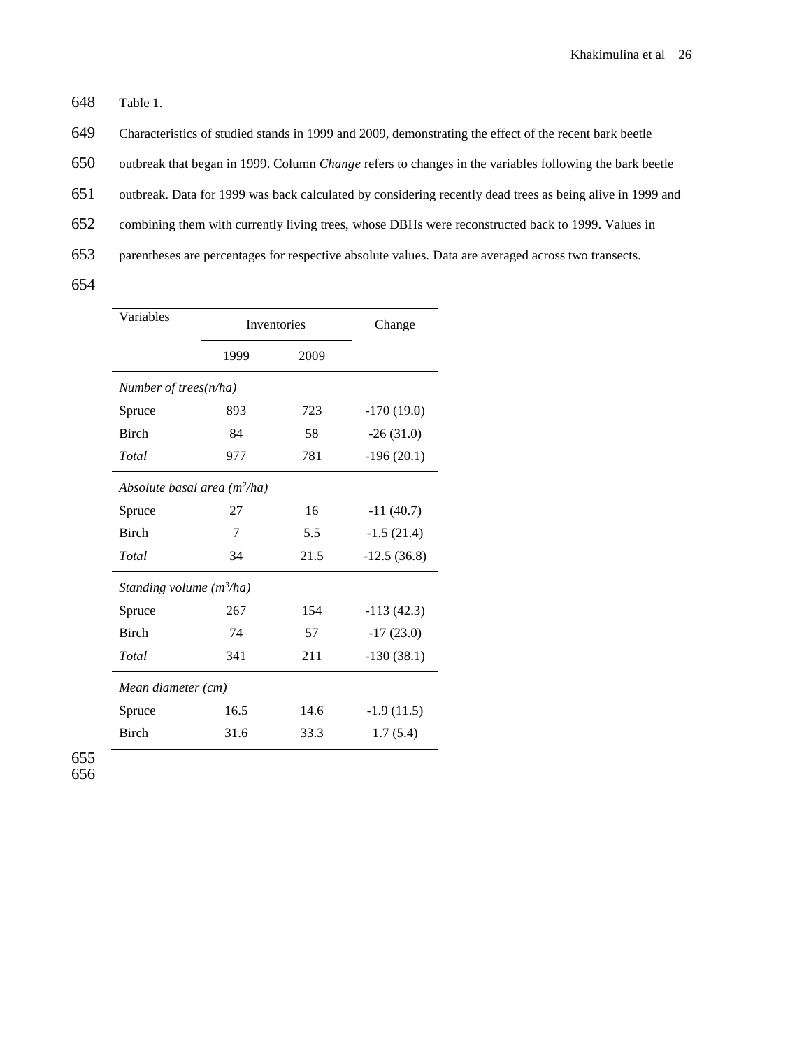Table 1.

Characteristics of studied stands in 1999 and 2009, demonstrating the effect of the recent bark beetle outbreak that began in 1999. Column *Change* refers to changes in the variables following the bark beetle outbreak. Data for 1999 was back calculated by considering recently dead trees as being alive in 1999 and combining them with currently living trees, whose DBHs were reconstructed back to 1999. Values in parentheses are percentages for respective absolute values. Data are averaged across two transects.

| Variables | Inventories | | Change |
|---|---|---|---|
| | 1999 | 2009 | |
| *Number of trees(n/ha)* | | | |
| Spruce | 893 | 723 | -170 (19.0) |
| Birch | 84 | 58 | -26 (31.0) |
| *Total* | 977 | 781 | -196 (20.1) |
| *Absolute basal area ($m^2$/ha)* | | | |
| Spruce | 27 | 16 | -11 (40.7) |
| Birch | 7 | 5.5 | -1.5 (21.4) |
| *Total* | 34 | 21.5 | -12.5 (36.8) |
| *Standing volume ($m^3$/ha)* | | | |
| Spruce | 267 | 154 | -113 (42.3) |
| Birch | 74 | 57 | -17 (23.0) |
| *Total* | 341 | 211 | -130 (38.1) |
| *Mean diameter (cm)* | | | |
| Spruce | 16.5 | 14.6 | -1.9 (11.5) |
| Birch | 31.6 | 33.3 | 1.7 (5.4) |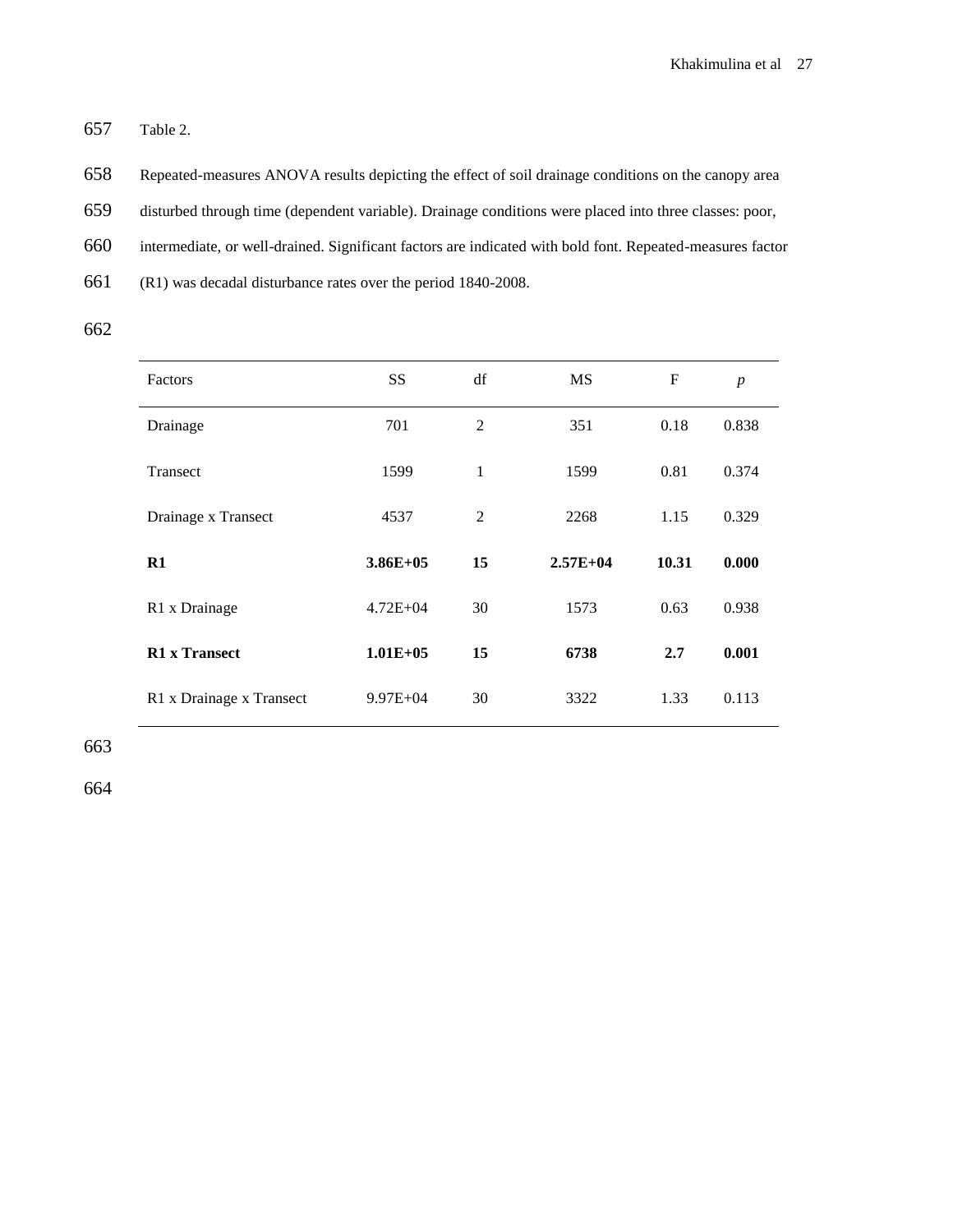Table 2.

Repeated-measures ANOVA results depicting the effect of soil drainage conditions on the canopy area disturbed through time (dependent variable). Drainage conditions were placed into three classes: poor, intermediate, or well-drained. Significant factors are indicated with bold font. Repeated-measures factor (R1) was decadal disturbance rates over the period 1840-2008.

| Factors | SS | df | MS | F | *p* |
|---|---|---|---|---|---|
| Drainage | 701 | 2 | 351 | 0.18 | 0.838 |
| Transect | 1599 | 1 | 1599 | 0.81 | 0.374 |
| Drainage x Transect | 4537 | 2 | 2268 | 1.15 | 0.329 |
| **R1** | **3.86E+05** | **15** | **2.57E+04** | **10.31** | **0.000** |
| R1 x Drainage | 4.72E+04 | 30 | 1573 | 0.63 | 0.938 |
| **R1 x Transect** | **1.01E+05** | **15** | **6738** | **2.7** | **0.001** |
| R1 x Drainage x Transect | 9.97E+04 | 30 | 3322 | 1.33 | 0.113 |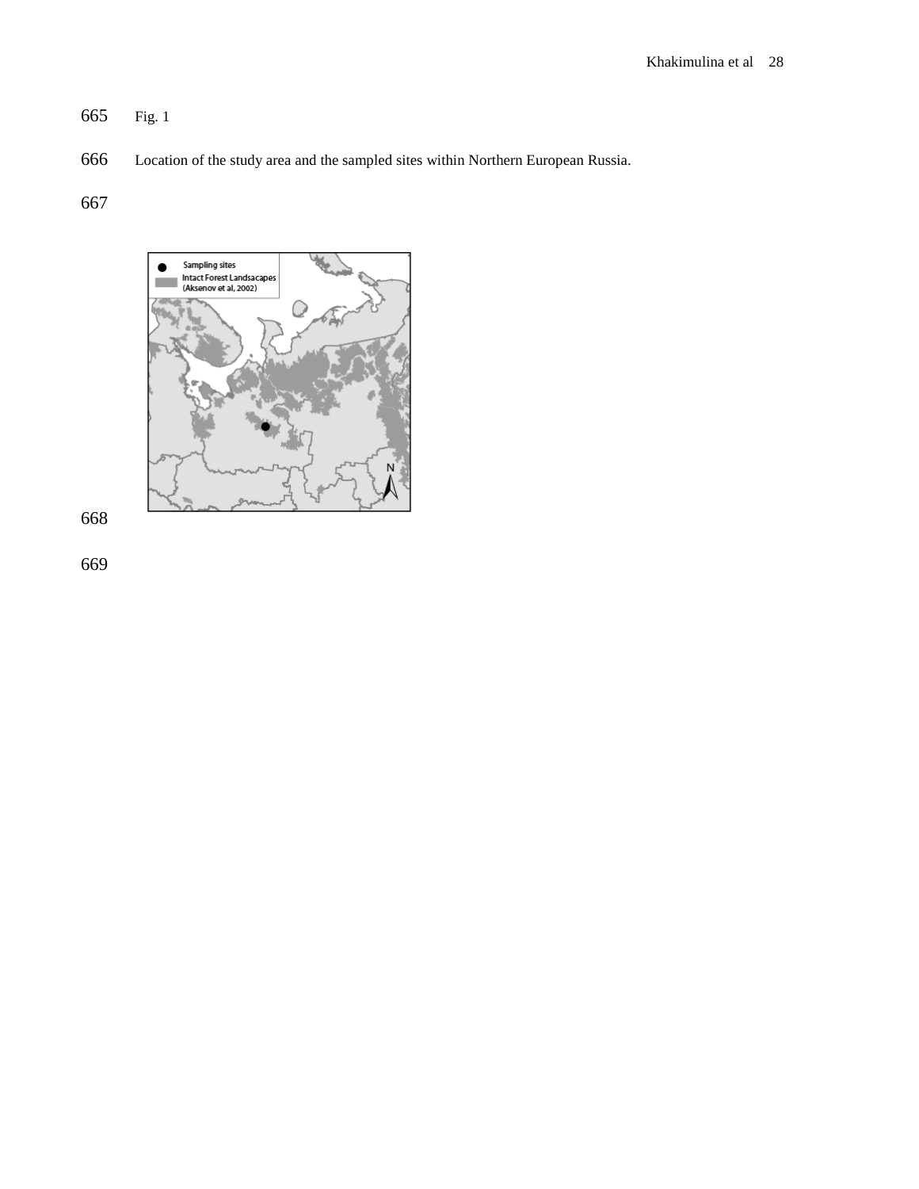Fig. 1

Location of the study area and the sampled sites within Northern European Russia.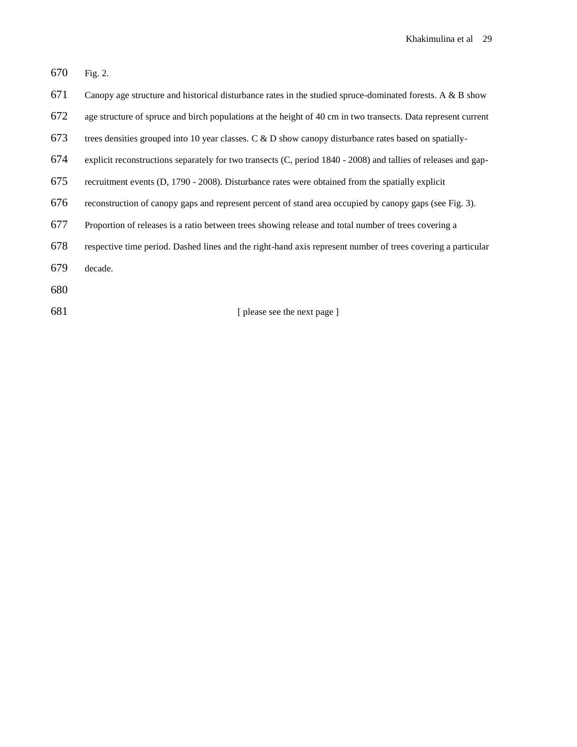Fig. 2.

Canopy age structure and historical disturbance rates in the studied spruce-dominated forests. A & B show age structure of spruce and birch populations at the height of 40 cm in two transects. Data represent current trees densities grouped into 10 year classes. C & D show canopy disturbance rates based on spatially-explicit reconstructions separately for two transects (C, period 1840 - 2008) and tallies of releases and gap-recruitment events (D, 1790 - 2008). Disturbance rates were obtained from the spatially explicit reconstruction of canopy gaps and represent percent of stand area occupied by canopy gaps (see Fig. 3). Proportion of releases is a ratio between trees showing release and total number of trees covering a respective time period. Dashed lines and the right-hand axis represent number of trees covering a particular decade.

[ please see the next page ]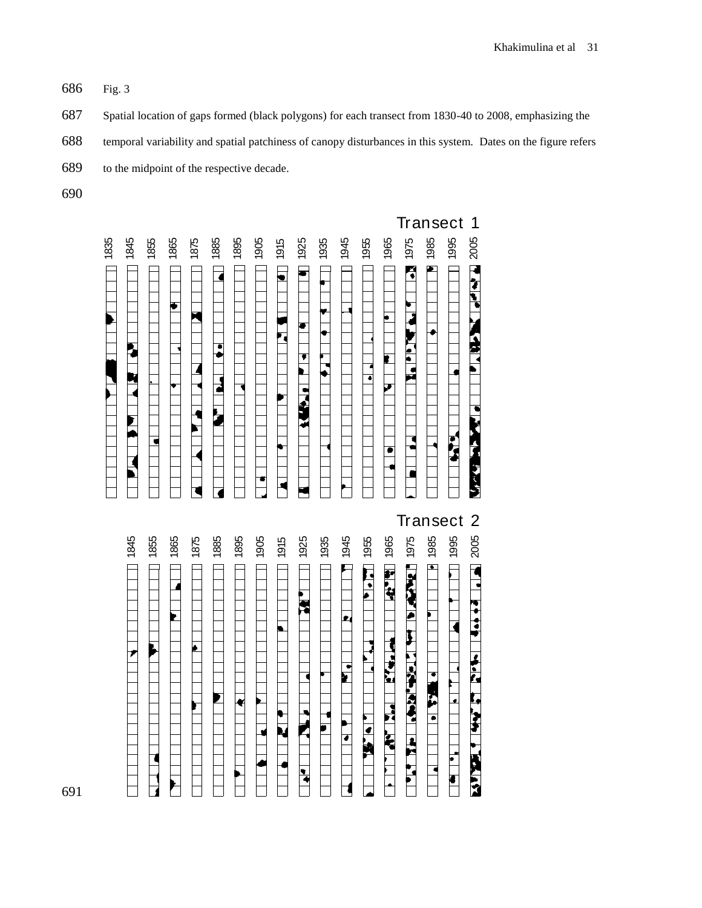686 Fig. 3

687 Spatial location of gaps formed (black polygons) for each transect from 1830-40 to 2008, emphasizing the

688 temporal variability and spatial patchiness of canopy disturbances in this system. Dates on the figure refers

689 to the midpoint of the respective decade.

690

691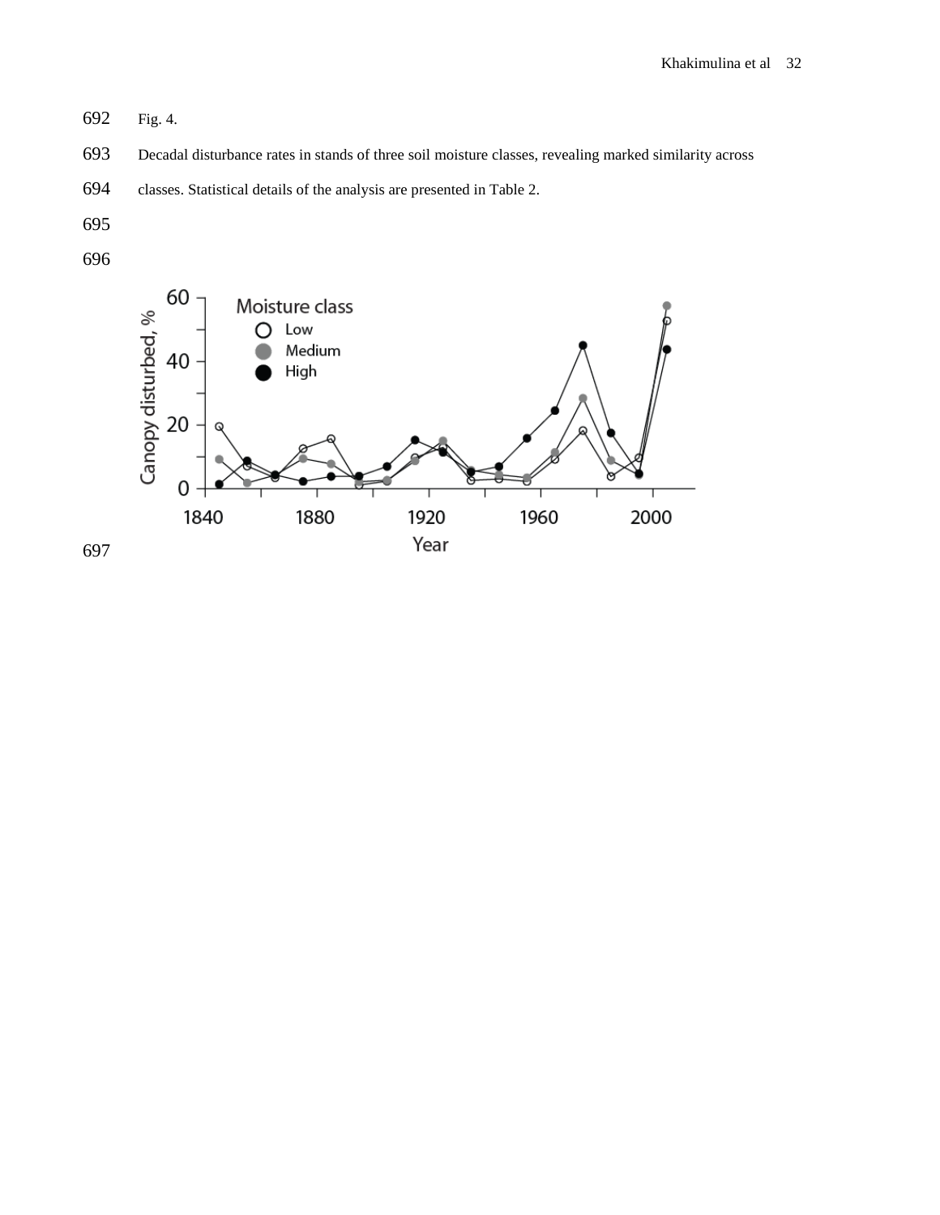Fig. 4.

Decadal disturbance rates in stands of three soil moisture classes, revealing marked similarity across classes. Statistical details of the analysis are presented in Table 2.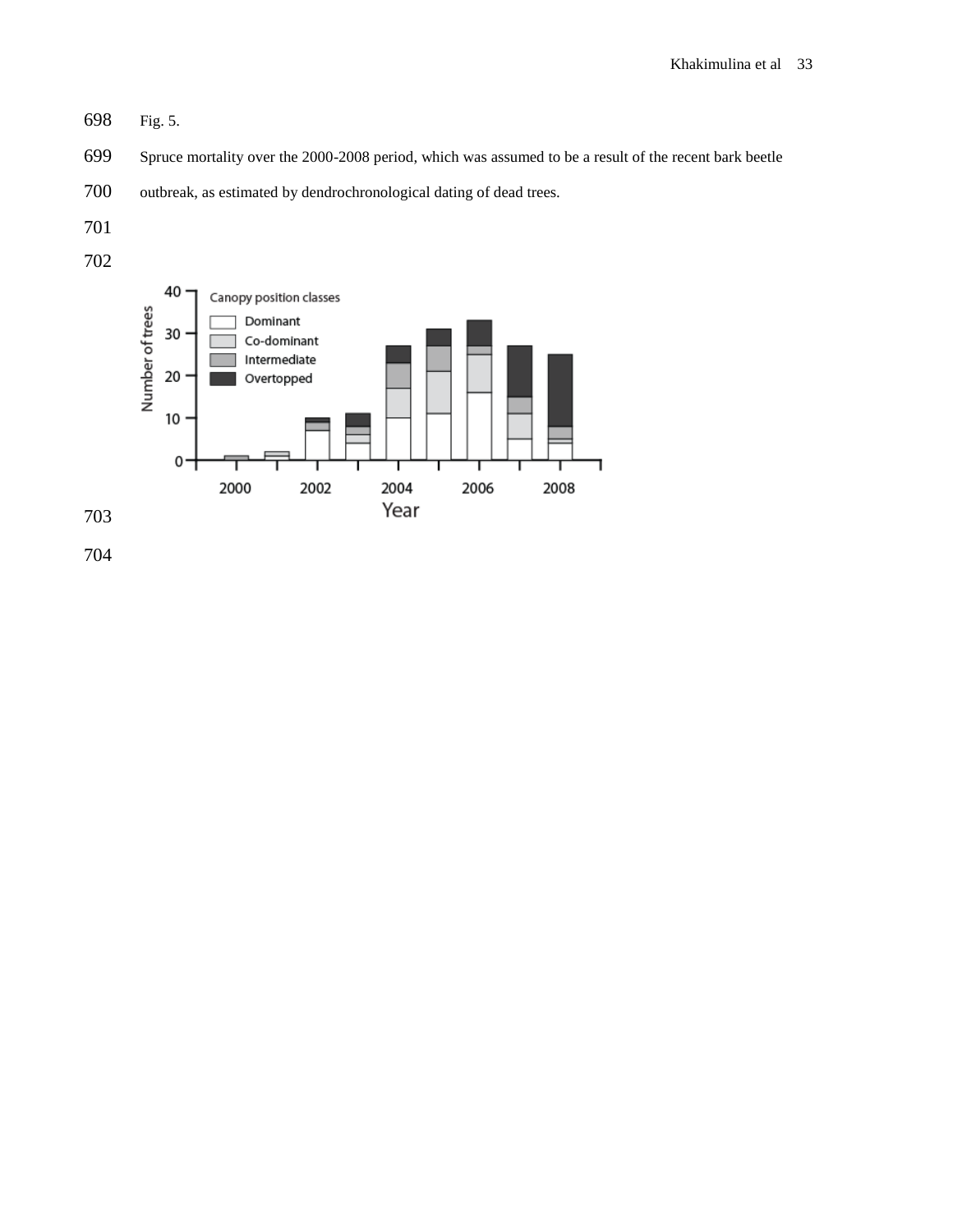Fig. 5.

Spruce mortality over the 2000-2008 period, which was assumed to be a result of the recent bark beetle outbreak, as estimated by dendrochronological dating of dead trees.

Canopy position classes
Dominant
Co-dominant
Intermediate
Overtopped

Number of trees
0
10
20
30
40

2000
2002
2004
2006
2008
Year